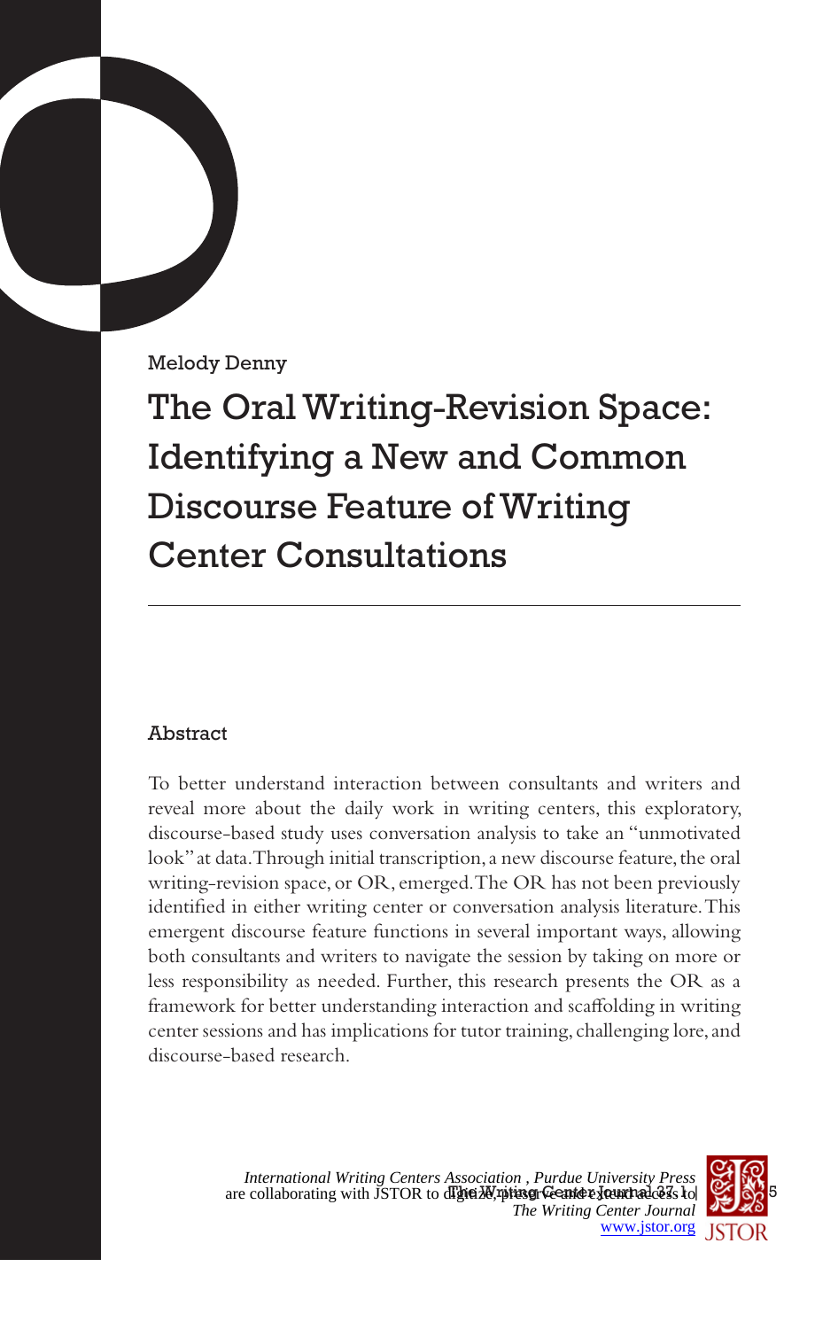Melody Denny

# The Oral Writing-Revision Space: Identifying a New and Common Discourse Feature of Writing Center Consultations

## Abstract

To better understand interaction between consultants and writers and reveal more about the daily work in writing centers, this exploratory, discourse-based study uses conversation analysis to take an "unmotivated look" at data. Through initial transcription, a new discourse feature, the oral writing-revision space, or OR, emerged. The OR has not been previously identified in either writing center or conversation analysis literature. This emergent discourse feature functions in several important ways, allowing both consultants and writers to navigate the session by taking on more or less responsibility as needed. Further, this research presents the OR as a framework for better understanding interaction and scaffolding in writing center sessions and has implications for tutor training, challenging lore, and discourse-based research.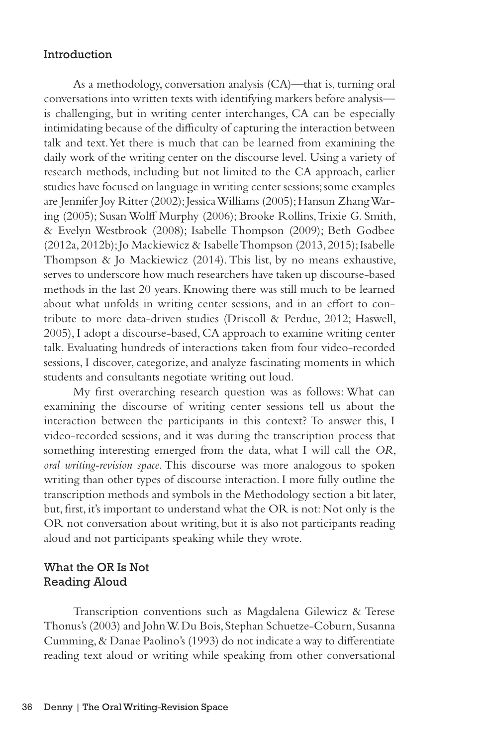## Introduction

As a methodology, conversation analysis (CA)—that is, turning oral conversations into written texts with identifying markers before analysis—is challenging, but in writing center interchanges, CA can be especially intimidating because of the difficulty of capturing the interaction between talk and text. Yet there is much that can be learned from examining the daily work of the writing center on the discourse level. Using a variety of research methods, including but not limited to the CA approach, earlier studies have focused on language in writing center sessions; some examples are Jennifer Joy Ritter (2002); Jessica Williams (2005); Hansun Zhang Waring (2005); Susan Wolff Murphy (2006); Brooke Rollins, Trixie G. Smith, & Evelyn Westbrook (2008); Isabelle Thompson (2009); Beth Godbee (2012a, 2012b); Jo Mackiewicz & Isabelle Thompson (2013, 2015); Isabelle Thompson & Jo Mackiewicz (2014). This list, by no means exhaustive, serves to underscore how much researchers have taken up discourse-based methods in the last 20 years. Knowing there was still much to be learned about what unfolds in writing center sessions, and in an effort to contribute to more data-driven studies (Driscoll & Perdue, 2012; Haswell, 2005), I adopt a discourse-based, CA approach to examine writing center talk. Evaluating hundreds of interactions taken from four video-recorded sessions, I discover, categorize, and analyze fascinating moments in which students and consultants negotiate writing out loud.

My first overarching research question was as follows: What can examining the discourse of writing center sessions tell us about the interaction between the participants in this context? To answer this, I video-recorded sessions, and it was during the transcription process that something interesting emerged from the data, what I will call the *OR*, *oral writing-revision space*. This discourse was more analogous to spoken writing than other types of discourse interaction. I more fully outline the transcription methods and symbols in the Methodology section a bit later, but, first, it's important to understand what the OR is not: Not only is the OR not conversation about writing, but it is also not participants reading aloud and not participants speaking while they wrote.

## What the OR Is Not

### Reading Aloud

Transcription conventions such as Magdalena Gilewicz & Terese Thonus's (2003) and John W. Du Bois, Stephan Schuetze-Coburn, Susanna Cumming, & Danae Paolino's (1993) do not indicate a way to differentiate reading text aloud or writing while speaking from other conversational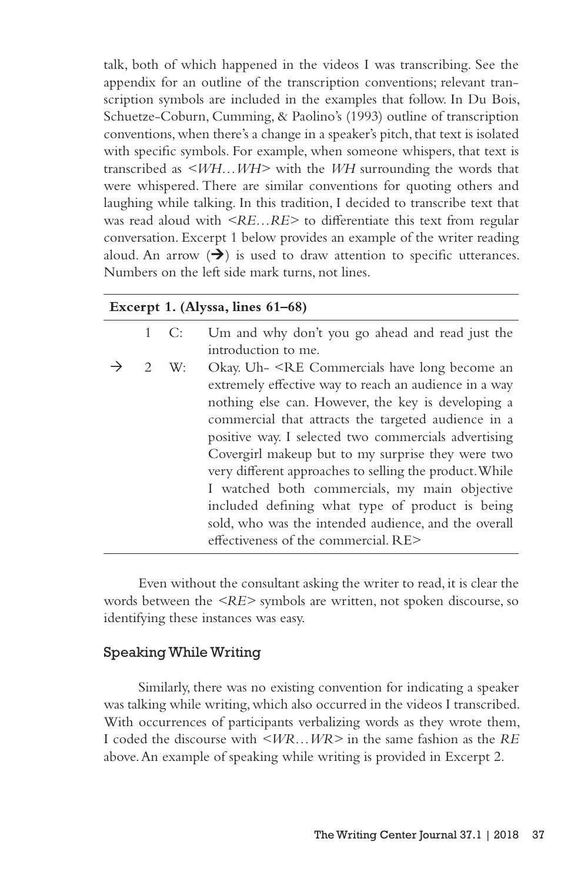talk, both of which happened in the videos I was transcribing. See the appendix for an outline of the transcription conventions; relevant transcription symbols are included in the examples that follow. In Du Bois, Schuetze-Coburn, Cumming, & Paolino's (1993) outline of transcription conventions, when there's a change in a speaker's pitch, that text is isolated with specific symbols. For example, when someone whispers, that text is transcribed as *<WH…WH>* with the *WH* surrounding the words that were whispered. There are similar conventions for quoting others and laughing while talking. In this tradition, I decided to transcribe text that was read aloud with *<RE…RE>* to differentiate this text from regular conversation. Excerpt 1 below provides an example of the writer reading aloud. An arrow (➔) is used to draw attention to specific utterances. Numbers on the left side mark turns, not lines.

**Excerpt 1. (Alyssa, lines 61–68)**

| | | | |
|---|---|---|---|
| | 1 | C: | Um and why don't you go ahead and read just the introduction to me. |
| → | 2 | W: | Okay. Uh- <RE Commercials have long become an extremely effective way to reach an audience in a way nothing else can. However, the key is developing a commercial that attracts the targeted audience in a positive way. I selected two commercials advertising Covergirl makeup but to my surprise they were two very different approaches to selling the product. While I watched both commercials, my main objective included defining what type of product is being sold, who was the intended audience, and the overall effectiveness of the commercial. RE> |

Even without the consultant asking the writer to read, it is clear the words between the *<RE>* symbols are written, not spoken discourse, so identifying these instances was easy.

### Speaking While Writing

Similarly, there was no existing convention for indicating a speaker was talking while writing, which also occurred in the videos I transcribed. With occurrences of participants verbalizing words as they wrote them, I coded the discourse with *<WR…WR>* in the same fashion as the *RE* above. An example of speaking while writing is provided in Excerpt 2.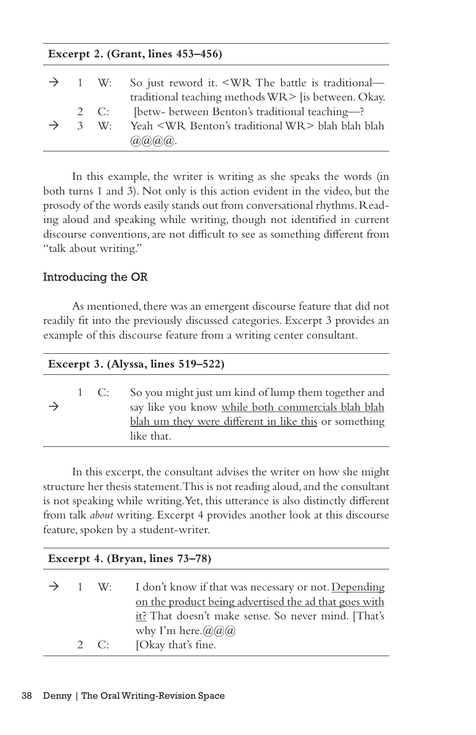**Excerpt 2. (Grant, lines 453–456)**

| | | | |
|---|---|---|---|
| → | 1 | W: | So just reword it. <WR The battle is traditional—traditional teaching methods WR> [is between. Okay. |
| | 2 | C: | [betw- between Benton's traditional teaching—? |
| → | 3 | W: | Yeah <WR Benton's traditional WR> blah blah blah @@@@. |

In this example, the writer is writing as she speaks the words (in both turns 1 and 3). Not only is this action evident in the video, but the prosody of the words easily stands out from conversational rhythms. Reading aloud and speaking while writing, though not identified in current discourse conventions, are not difficult to see as something different from "talk about writing."

### Introducing the OR

As mentioned, there was an emergent discourse feature that did not readily fit into the previously discussed categories. Excerpt 3 provides an example of this discourse feature from a writing center consultant.

**Excerpt 3. (Alyssa, lines 519–522)**

| | | | |
|---|---|---|---|
| → | 1 | C: | So you might just um kind of lump them together and say like you know <u>while both commercials blah blah blah um they were different in like this</u> or something like that. |

In this excerpt, the consultant advises the writer on how she might structure her thesis statement. This is not reading aloud, and the consultant is not speaking while writing. Yet, this utterance is also distinctly different from talk *about* writing. Excerpt 4 provides another look at this discourse feature, spoken by a student-writer.

**Excerpt 4. (Bryan, lines 73–78)**

| | | | |
|---|---|---|---|
| → | 1 | W: | I don't know if that was necessary or not. <u>Depending on the product being advertised the ad that goes with it?</u> That doesn't make sense. So never mind. [That's why I'm here.@@@ |
| | 2 | C: | [Okay that's fine. |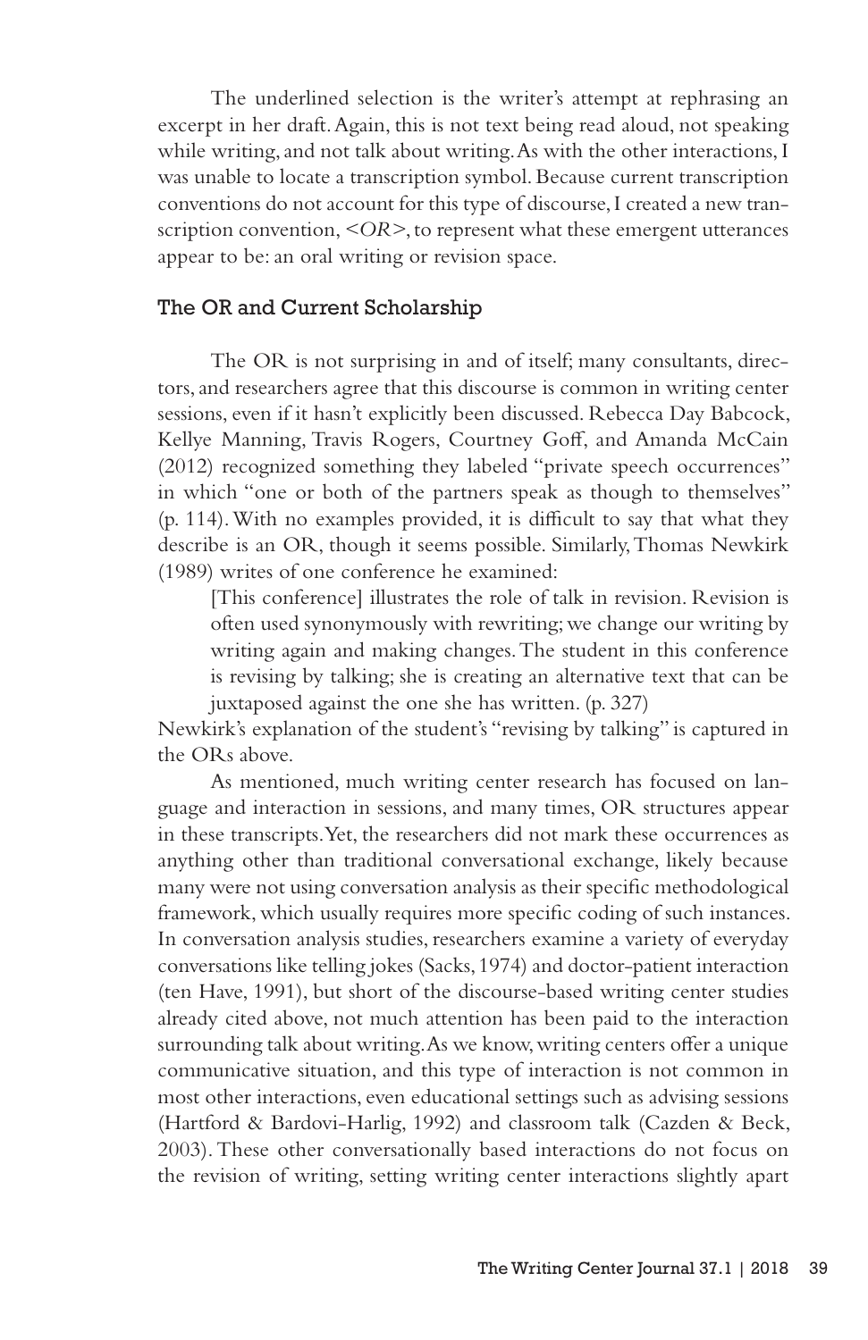The underlined selection is the writer's attempt at rephrasing an excerpt in her draft. Again, this is not text being read aloud, not speaking while writing, and not talk about writing. As with the other interactions, I was unable to locate a transcription symbol. Because current transcription conventions do not account for this type of discourse, I created a new transcription convention, *<OR>*, to represent what these emergent utterances appear to be: an oral writing or revision space.

## The OR and Current Scholarship

The OR is not surprising in and of itself; many consultants, directors, and researchers agree that this discourse is common in writing center sessions, even if it hasn't explicitly been discussed. Rebecca Day Babcock, Kellye Manning, Travis Rogers, Courtney Goff, and Amanda McCain (2012) recognized something they labeled "private speech occurrences" in which "one or both of the partners speak as though to themselves" (p. 114). With no examples provided, it is difficult to say that what they describe is an OR, though it seems possible. Similarly, Thomas Newkirk (1989) writes of one conference he examined:

> [This conference] illustrates the role of talk in revision. Revision is often used synonymously with rewriting; we change our writing by writing again and making changes. The student in this conference is revising by talking; she is creating an alternative text that can be juxtaposed against the one she has written. (p. 327)

Newkirk's explanation of the student's "revising by talking" is captured in the ORs above.

As mentioned, much writing center research has focused on language and interaction in sessions, and many times, OR structures appear in these transcripts. Yet, the researchers did not mark these occurrences as anything other than traditional conversational exchange, likely because many were not using conversation analysis as their specific methodological framework, which usually requires more specific coding of such instances. In conversation analysis studies, researchers examine a variety of everyday conversations like telling jokes (Sacks, 1974) and doctor-patient interaction (ten Have, 1991), but short of the discourse-based writing center studies already cited above, not much attention has been paid to the interaction surrounding talk about writing. As we know, writing centers offer a unique communicative situation, and this type of interaction is not common in most other interactions, even educational settings such as advising sessions (Hartford & Bardovi-Harlig, 1992) and classroom talk (Cazden & Beck, 2003). These other conversationally based interactions do not focus on the revision of writing, setting writing center interactions slightly apart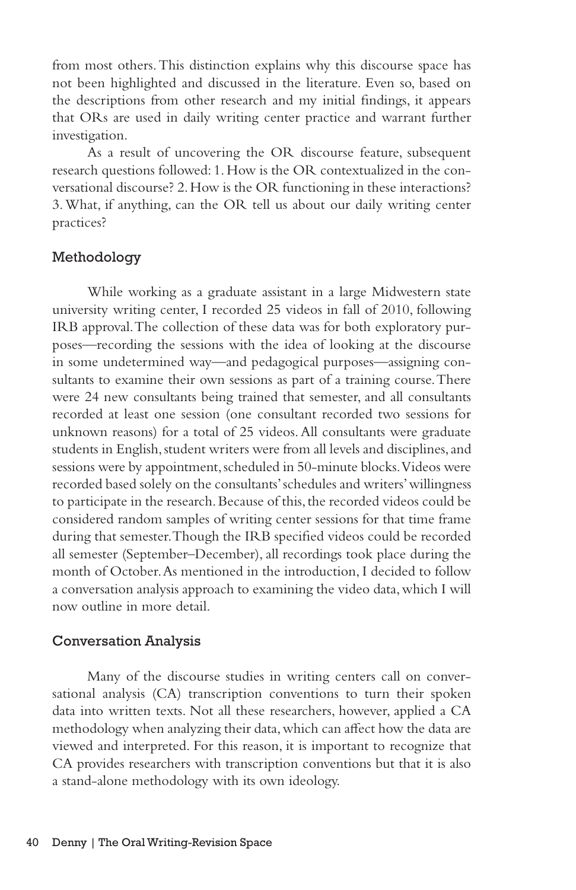from most others. This distinction explains why this discourse space has not been highlighted and discussed in the literature. Even so, based on the descriptions from other research and my initial findings, it appears that ORs are used in daily writing center practice and warrant further investigation.

As a result of uncovering the OR discourse feature, subsequent research questions followed: 1. How is the OR contextualized in the conversational discourse? 2. How is the OR functioning in these interactions? 3. What, if anything, can the OR tell us about our daily writing center practices?

## Methodology

While working as a graduate assistant in a large Midwestern state university writing center, I recorded 25 videos in fall of 2010, following IRB approval. The collection of these data was for both exploratory purposes—recording the sessions with the idea of looking at the discourse in some undetermined way—and pedagogical purposes—assigning consultants to examine their own sessions as part of a training course. There were 24 new consultants being trained that semester, and all consultants recorded at least one session (one consultant recorded two sessions for unknown reasons) for a total of 25 videos. All consultants were graduate students in English, student writers were from all levels and disciplines, and sessions were by appointment, scheduled in 50-minute blocks. Videos were recorded based solely on the consultants' schedules and writers' willingness to participate in the research. Because of this, the recorded videos could be considered random samples of writing center sessions for that time frame during that semester. Though the IRB specified videos could be recorded all semester (September–December), all recordings took place during the month of October. As mentioned in the introduction, I decided to follow a conversation analysis approach to examining the video data, which I will now outline in more detail.

## Conversation Analysis

Many of the discourse studies in writing centers call on conversational analysis (CA) transcription conventions to turn their spoken data into written texts. Not all these researchers, however, applied a CA methodology when analyzing their data, which can affect how the data are viewed and interpreted. For this reason, it is important to recognize that CA provides researchers with transcription conventions but that it is also a stand-alone methodology with its own ideology.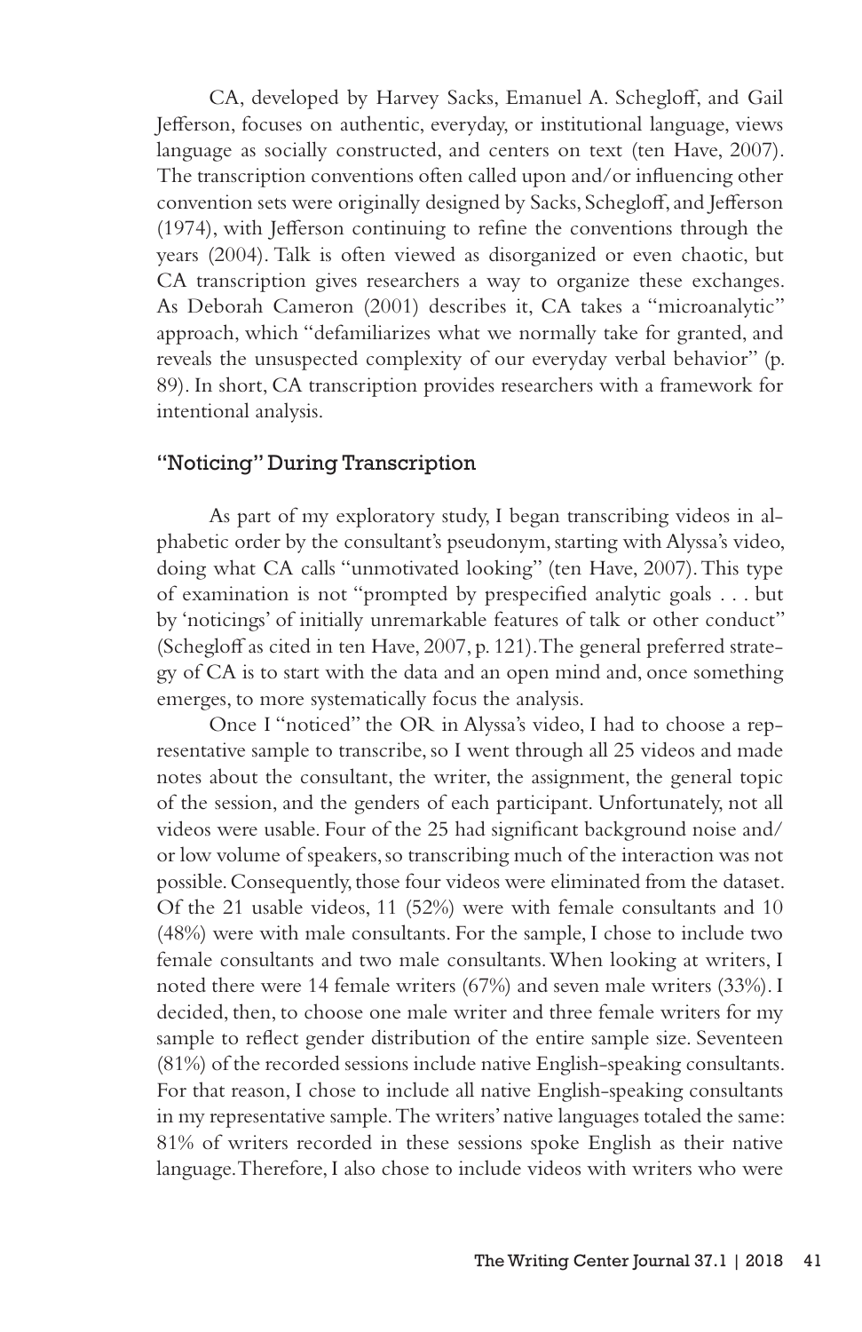CA, developed by Harvey Sacks, Emanuel A. Schegloff, and Gail Jefferson, focuses on authentic, everyday, or institutional language, views language as socially constructed, and centers on text (ten Have, 2007). The transcription conventions often called upon and/or influencing other convention sets were originally designed by Sacks, Schegloff, and Jefferson (1974), with Jefferson continuing to refine the conventions through the years (2004). Talk is often viewed as disorganized or even chaotic, but CA transcription gives researchers a way to organize these exchanges. As Deborah Cameron (2001) describes it, CA takes a "microanalytic" approach, which "defamiliarizes what we normally take for granted, and reveals the unsuspected complexity of our everyday verbal behavior" (p. 89). In short, CA transcription provides researchers with a framework for intentional analysis.

## "Noticing" During Transcription

As part of my exploratory study, I began transcribing videos in alphabetic order by the consultant's pseudonym, starting with Alyssa's video, doing what CA calls "unmotivated looking" (ten Have, 2007). This type of examination is not "prompted by prespecified analytic goals . . . but by 'noticings' of initially unremarkable features of talk or other conduct" (Schegloff as cited in ten Have, 2007, p. 121). The general preferred strategy of CA is to start with the data and an open mind and, once something emerges, to more systematically focus the analysis.

Once I "noticed" the OR in Alyssa's video, I had to choose a representative sample to transcribe, so I went through all 25 videos and made notes about the consultant, the writer, the assignment, the general topic of the session, and the genders of each participant. Unfortunately, not all videos were usable. Four of the 25 had significant background noise and/or low volume of speakers, so transcribing much of the interaction was not possible. Consequently, those four videos were eliminated from the dataset. Of the 21 usable videos, 11 (52%) were with female consultants and 10 (48%) were with male consultants. For the sample, I chose to include two female consultants and two male consultants. When looking at writers, I noted there were 14 female writers (67%) and seven male writers (33%). I decided, then, to choose one male writer and three female writers for my sample to reflect gender distribution of the entire sample size. Seventeen (81%) of the recorded sessions include native English-speaking consultants. For that reason, I chose to include all native English-speaking consultants in my representative sample. The writers' native languages totaled the same: 81% of writers recorded in these sessions spoke English as their native language. Therefore, I also chose to include videos with writers who were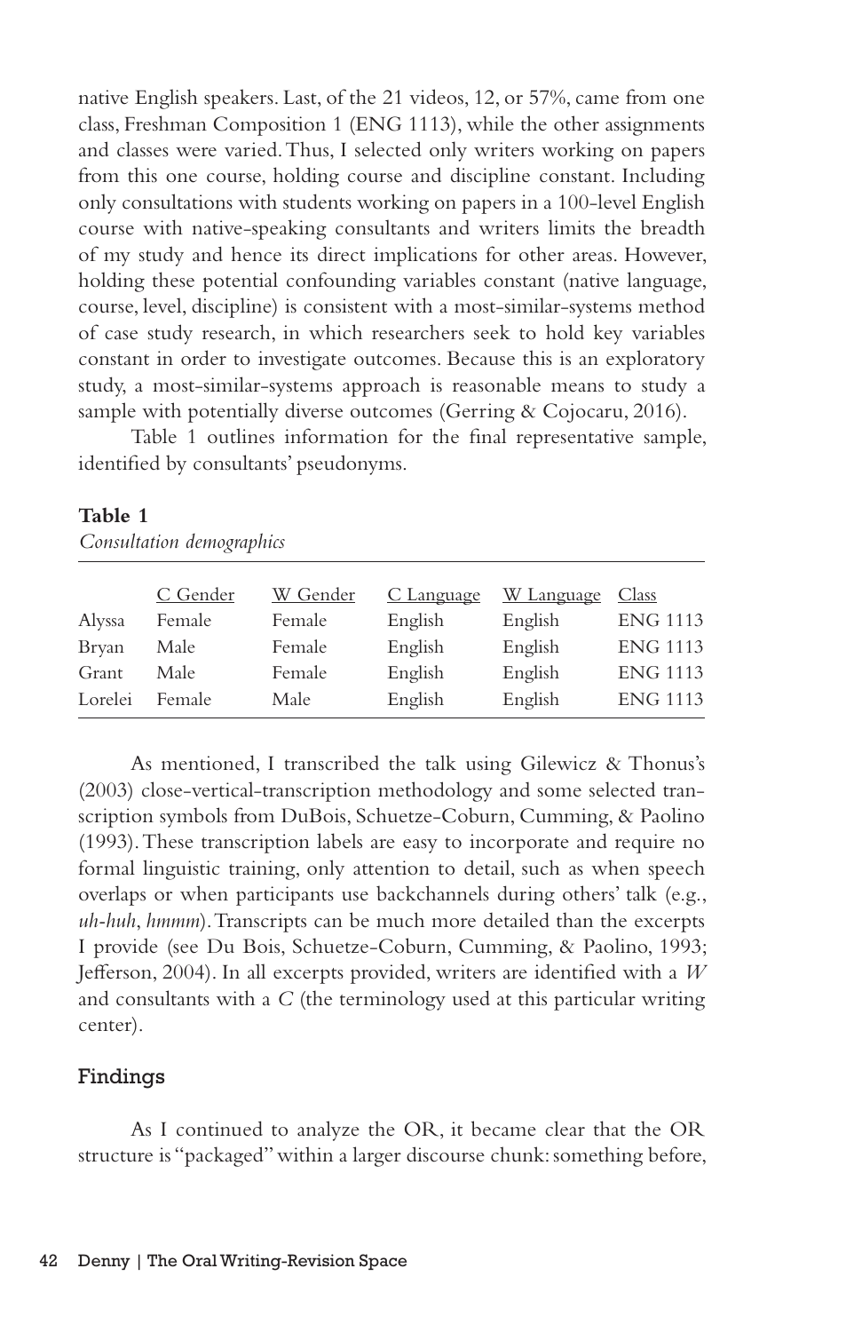native English speakers. Last, of the 21 videos, 12, or 57%, came from one class, Freshman Composition 1 (ENG 1113), while the other assignments and classes were varied. Thus, I selected only writers working on papers from this one course, holding course and discipline constant. Including only consultations with students working on papers in a 100-level English course with native-speaking consultants and writers limits the breadth of my study and hence its direct implications for other areas. However, holding these potential confounding variables constant (native language, course, level, discipline) is consistent with a most-similar-systems method of case study research, in which researchers seek to hold key variables constant in order to investigate outcomes. Because this is an exploratory study, a most-similar-systems approach is reasonable means to study a sample with potentially diverse outcomes (Gerring & Cojocaru, 2016).

Table 1 outlines information for the final representative sample, identified by consultants' pseudonyms.

**Table 1**
*Consultation demographics*

| | C Gender | W Gender | C Language | W Language | Class |
|---|---|---|---|---|---|
| Alyssa | Female | Female | English | English | ENG 1113 |
| Bryan | Male | Female | English | English | ENG 1113 |
| Grant | Male | Female | English | English | ENG 1113 |
| Lorelei | Female | Male | English | English | ENG 1113 |

As mentioned, I transcribed the talk using Gilewicz & Thonus's (2003) close-vertical-transcription methodology and some selected transcription symbols from DuBois, Schuetze-Coburn, Cumming, & Paolino (1993). These transcription labels are easy to incorporate and require no formal linguistic training, only attention to detail, such as when speech overlaps or when participants use backchannels during others' talk (e.g., *uh-huh*, *hmmm*). Transcripts can be much more detailed than the excerpts I provide (see Du Bois, Schuetze-Coburn, Cumming, & Paolino, 1993; Jefferson, 2004). In all excerpts provided, writers are identified with a *W* and consultants with a *C* (the terminology used at this particular writing center).

## Findings

As I continued to analyze the OR, it became clear that the OR structure is "packaged" within a larger discourse chunk: something before,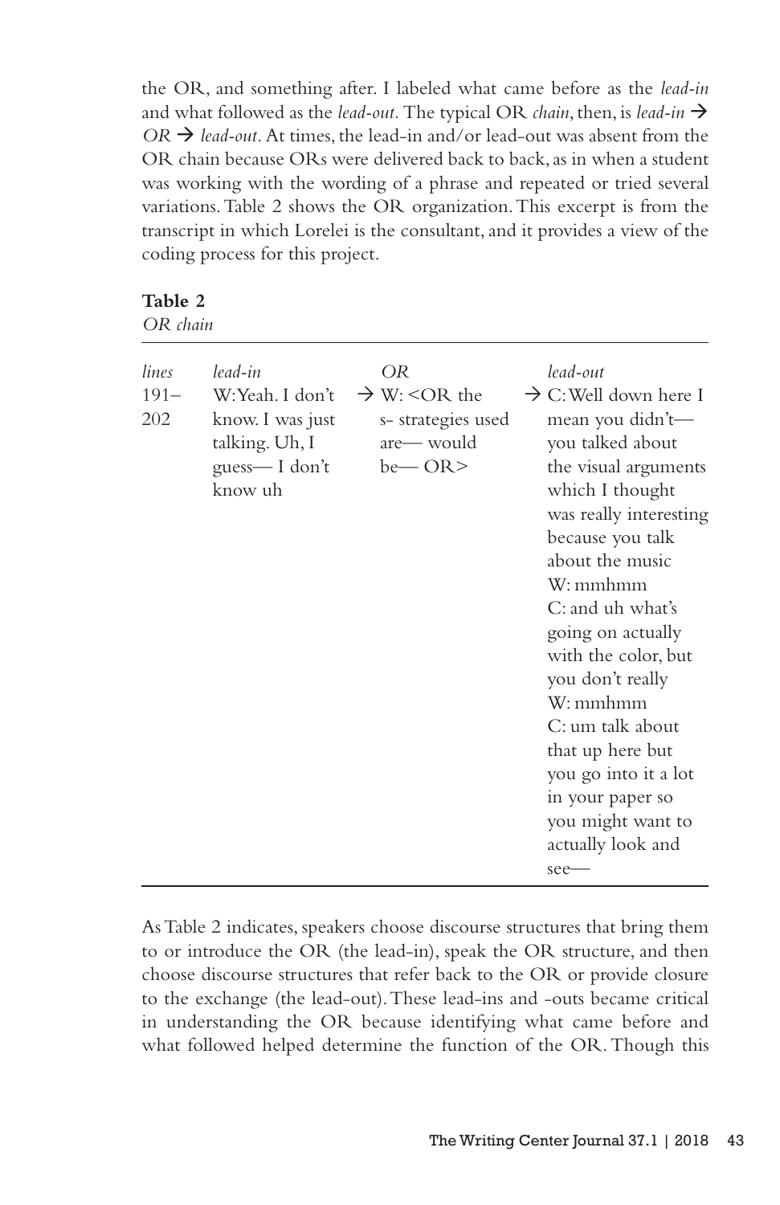the OR, and something after. I labeled what came before as the *lead-in* and what followed as the *lead-out*. The typical OR *chain*, then, is *lead-in* → *OR* → *lead-out*. At times, the lead-in and/or lead-out was absent from the OR chain because ORs were delivered back to back, as in when a student was working with the wording of a phrase and repeated or tried several variations. Table 2 shows the OR organization. This excerpt is from the transcript in which Lorelei is the consultant, and it provides a view of the coding process for this project.

**Table 2**
*OR chain*

| *lines* | *lead-in* | *OR* | *lead-out* |
|---|---|---|---|
| 191–202 | W: Yeah. I don't know. I was just talking. Uh, I guess— I don't know uh | → W: <OR the s- strategies used are— would be— OR> | → C: Well down here I mean you didn't— you talked about the visual arguments which I thought was really interesting because you talk about the music W: mmhmm C: and uh what's going on actually with the color, but you don't really W: mmhmm C: um talk about that up here but you go into it a lot in your paper so you might want to actually look and see— |

As Table 2 indicates, speakers choose discourse structures that bring them to or introduce the OR (the lead-in), speak the OR structure, and then choose discourse structures that refer back to the OR or provide closure to the exchange (the lead-out). These lead-ins and -outs became critical in understanding the OR because identifying what came before and what followed helped determine the function of the OR. Though this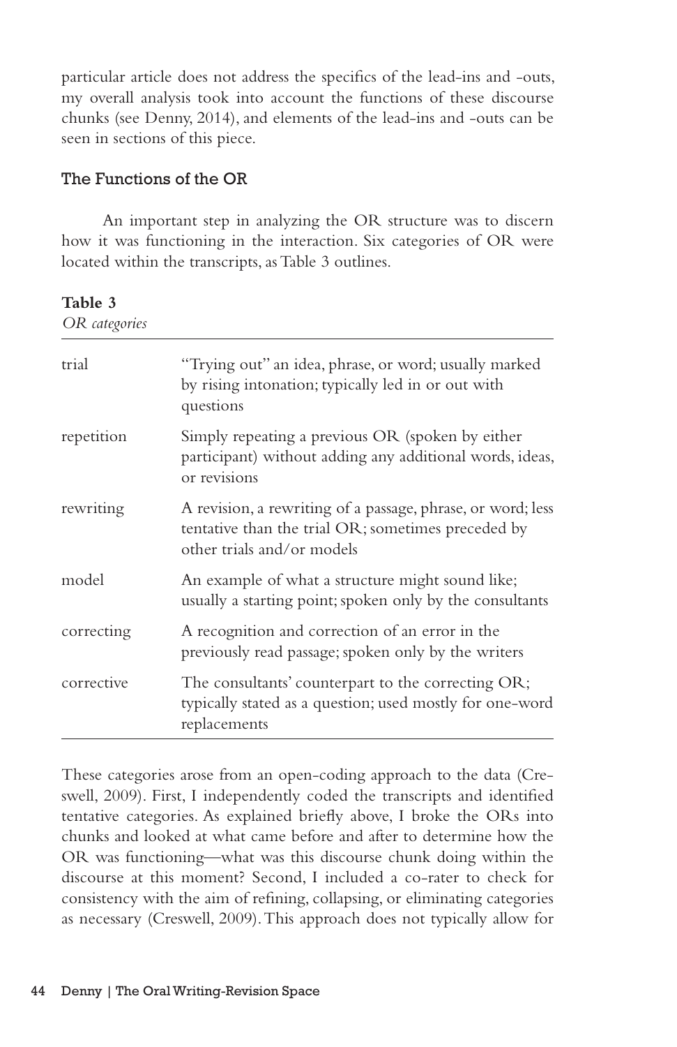particular article does not address the specifics of the lead-ins and -outs, my overall analysis took into account the functions of these discourse chunks (see Denny, 2014), and elements of the lead-ins and -outs can be seen in sections of this piece.

### The Functions of the OR

An important step in analyzing the OR structure was to discern how it was functioning in the interaction. Six categories of OR were located within the transcripts, as Table 3 outlines.

**Table 3**
*OR categories*

| | |
|---|---|
| trial | "Trying out" an idea, phrase, or word; usually marked by rising intonation; typically led in or out with questions |
| repetition | Simply repeating a previous OR (spoken by either participant) without adding any additional words, ideas, or revisions |
| rewriting | A revision, a rewriting of a passage, phrase, or word; less tentative than the trial OR; sometimes preceded by other trials and/or models |
| model | An example of what a structure might sound like; usually a starting point; spoken only by the consultants |
| correcting | A recognition and correction of an error in the previously read passage; spoken only by the writers |
| corrective | The consultants' counterpart to the correcting OR; typically stated as a question; used mostly for one-word replacements |

These categories arose from an open-coding approach to the data (Creswell, 2009). First, I independently coded the transcripts and identified tentative categories. As explained briefly above, I broke the ORs into chunks and looked at what came before and after to determine how the OR was functioning—what was this discourse chunk doing within the discourse at this moment? Second, I included a co-rater to check for consistency with the aim of refining, collapsing, or eliminating categories as necessary (Creswell, 2009). This approach does not typically allow for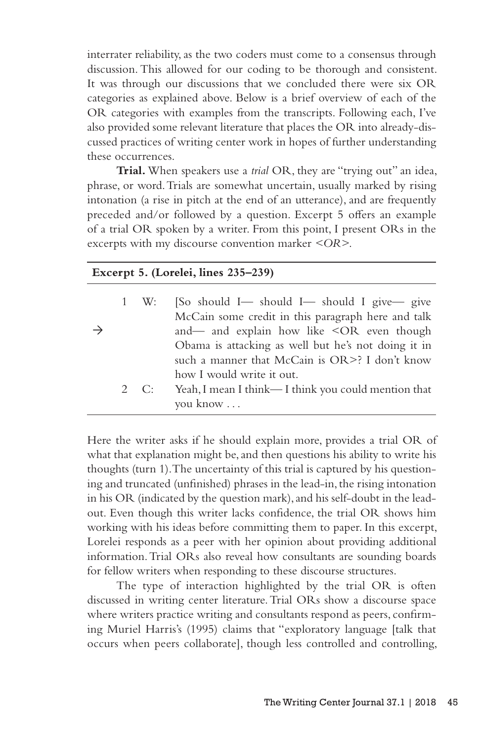interrater reliability, as the two coders must come to a consensus through discussion. This allowed for our coding to be thorough and consistent. It was through our discussions that we concluded there were six OR categories as explained above. Below is a brief overview of each of the OR categories with examples from the transcripts. Following each, I've also provided some relevant literature that places the OR into already-discussed practices of writing center work in hopes of further understanding these occurrences.

**Trial.** When speakers use a *trial* OR, they are "trying out" an idea, phrase, or word. Trials are somewhat uncertain, usually marked by rising intonation (a rise in pitch at the end of an utterance), and are frequently preceded and/or followed by a question. Excerpt 5 offers an example of a trial OR spoken by a writer. From this point, I present ORs in the excerpts with my discourse convention marker *<OR>*.

**Excerpt 5. (Lorelei, lines 235–239)**

| | | | |
|---|---|---|---|
| → | 1 | W: | [So should I— should I— should I give— give McCain some credit in this paragraph here and talk and— and explain how like <OR even though Obama is attacking as well but he's not doing it in such a manner that McCain is OR>? I don't know how I would write it out. |
| | 2 | C: | Yeah, I mean I think— I think you could mention that you know . . . |

Here the writer asks if he should explain more, provides a trial OR of what that explanation might be, and then questions his ability to write his thoughts (turn 1). The uncertainty of this trial is captured by his questioning and truncated (unfinished) phrases in the lead-in, the rising intonation in his OR (indicated by the question mark), and his self-doubt in the lead-out. Even though this writer lacks confidence, the trial OR shows him working with his ideas before committing them to paper. In this excerpt, Lorelei responds as a peer with her opinion about providing additional information. Trial ORs also reveal how consultants are sounding boards for fellow writers when responding to these discourse structures.

The type of interaction highlighted by the trial OR is often discussed in writing center literature. Trial ORs show a discourse space where writers practice writing and consultants respond as peers, confirming Muriel Harris's (1995) claims that "exploratory language [talk that occurs when peers collaborate], though less controlled and controlling,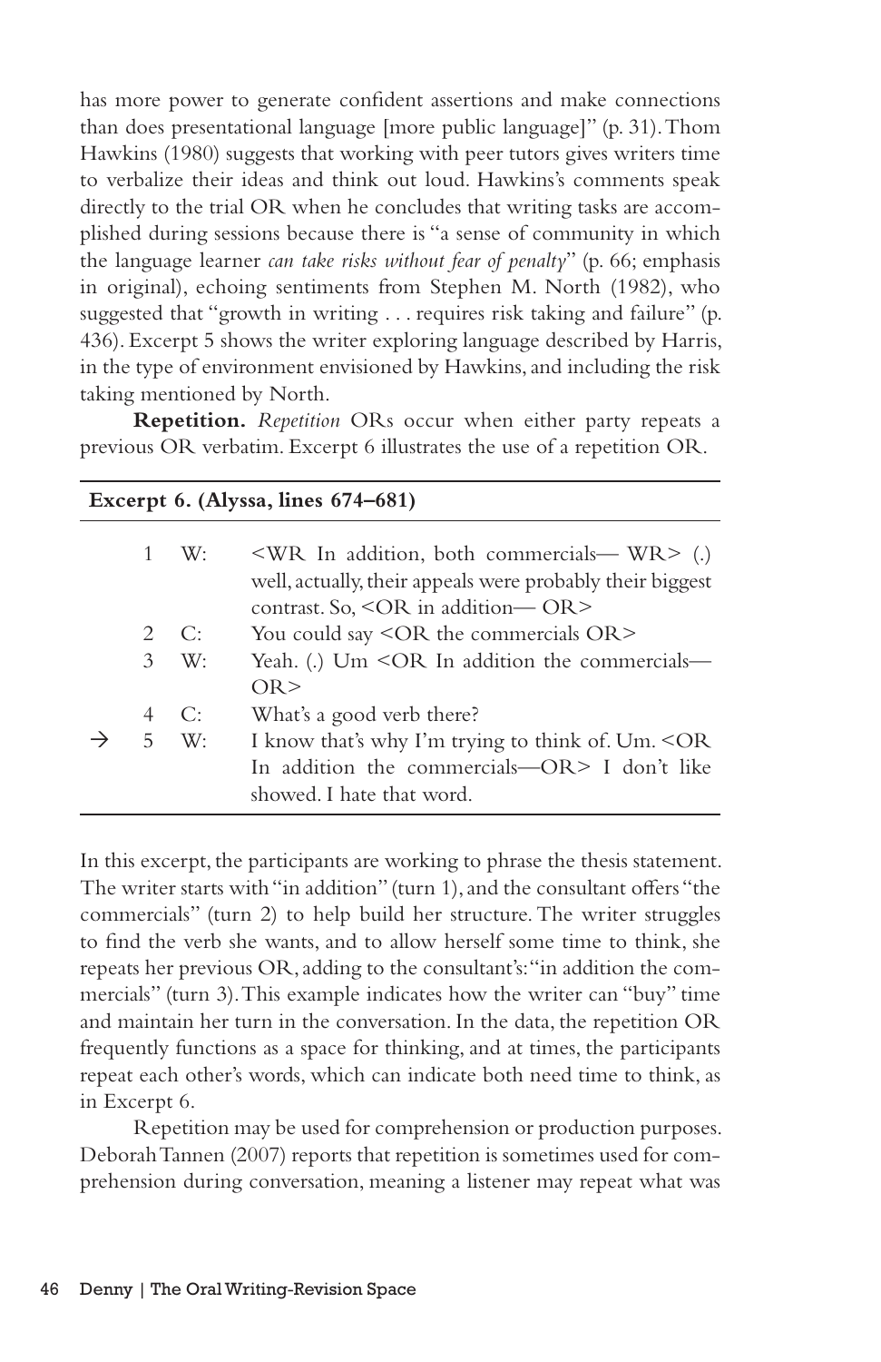has more power to generate confident assertions and make connections than does presentational language [more public language]" (p. 31). Thom Hawkins (1980) suggests that working with peer tutors gives writers time to verbalize their ideas and think out loud. Hawkins's comments speak directly to the trial OR when he concludes that writing tasks are accomplished during sessions because there is "a sense of community in which the language learner *can take risks without fear of penalty*" (p. 66; emphasis in original), echoing sentiments from Stephen M. North (1982), who suggested that "growth in writing . . . requires risk taking and failure" (p. 436). Excerpt 5 shows the writer exploring language described by Harris, in the type of environment envisioned by Hawkins, and including the risk taking mentioned by North.

**Repetition.** *Repetition* ORs occur when either party repeats a previous OR verbatim. Excerpt 6 illustrates the use of a repetition OR.

**Excerpt 6. (Alyssa, lines 674–681)**

| | | | |
|---|---|---|---|
| | 1 | W: | <WR In addition, both commercials— WR> (.) well, actually, their appeals were probably their biggest contrast. So, <OR in addition— OR> |
| | 2 | C: | You could say <OR the commercials OR> |
| | 3 | W: | Yeah. (.) Um <OR In addition the commercials— OR> |
| | 4 | C: | What's a good verb there? |
| → | 5 | W: | I know that's why I'm trying to think of. Um. <OR In addition the commercials—OR> I don't like showed. I hate that word. |

In this excerpt, the participants are working to phrase the thesis statement. The writer starts with "in addition" (turn 1), and the consultant offers "the commercials" (turn 2) to help build her structure. The writer struggles to find the verb she wants, and to allow herself some time to think, she repeats her previous OR, adding to the consultant's: "in addition the commercials" (turn 3). This example indicates how the writer can "buy" time and maintain her turn in the conversation. In the data, the repetition OR frequently functions as a space for thinking, and at times, the participants repeat each other's words, which can indicate both need time to think, as in Excerpt 6.

Repetition may be used for comprehension or production purposes. Deborah Tannen (2007) reports that repetition is sometimes used for comprehension during conversation, meaning a listener may repeat what was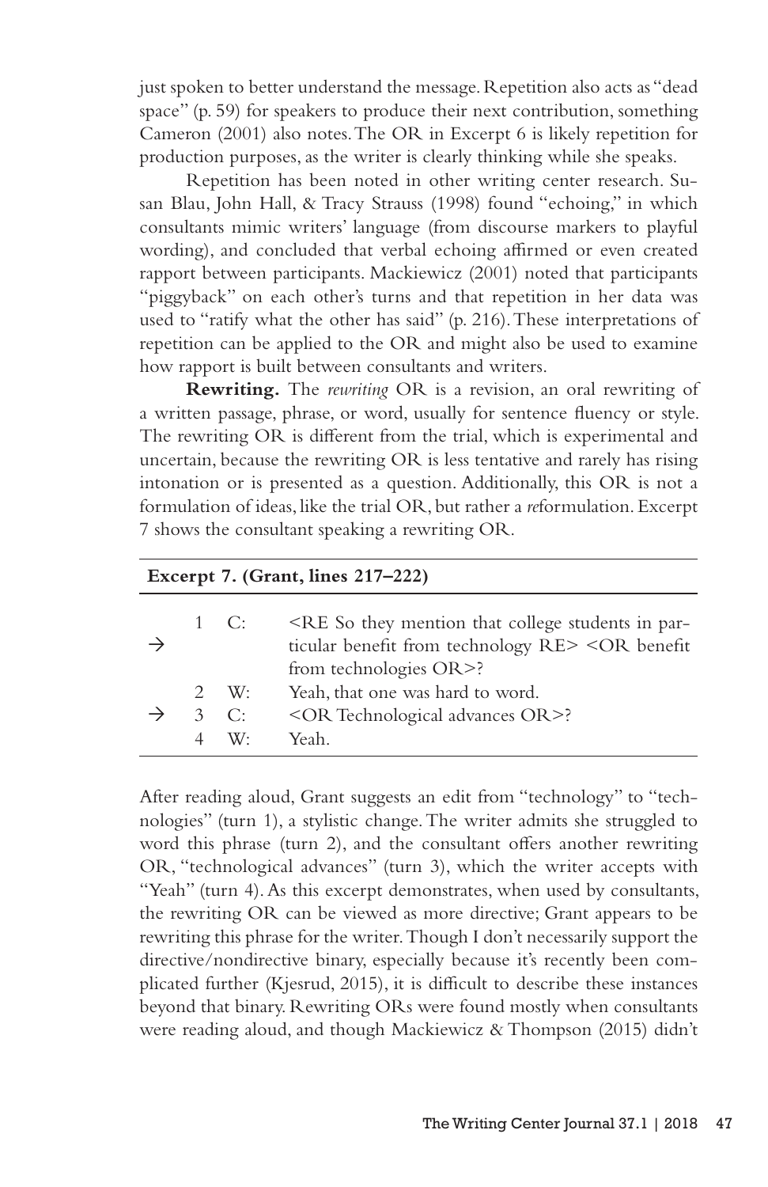just spoken to better understand the message. Repetition also acts as "dead space" (p. 59) for speakers to produce their next contribution, something Cameron (2001) also notes. The OR in Excerpt 6 is likely repetition for production purposes, as the writer is clearly thinking while she speaks.

Repetition has been noted in other writing center research. Susan Blau, John Hall, & Tracy Strauss (1998) found "echoing," in which consultants mimic writers' language (from discourse markers to playful wording), and concluded that verbal echoing affirmed or even created rapport between participants. Mackiewicz (2001) noted that participants "piggyback" on each other's turns and that repetition in her data was used to "ratify what the other has said" (p. 216). These interpretations of repetition can be applied to the OR and might also be used to examine how rapport is built between consultants and writers.

**Rewriting.** The *rewriting* OR is a revision, an oral rewriting of a written passage, phrase, or word, usually for sentence fluency or style. The rewriting OR is different from the trial, which is experimental and uncertain, because the rewriting OR is less tentative and rarely has rising intonation or is presented as a question. Additionally, this OR is not a formulation of ideas, like the trial OR, but rather a *re*formulation. Excerpt 7 shows the consultant speaking a rewriting OR.

**Excerpt 7. (Grant, lines 217–222)**

| | | | |
|---|---|---|---|
| → | 1 | C: | <RE So they mention that college students in particular benefit from technology RE> <OR benefit from technologies OR>? |
| | 2 | W: | Yeah, that one was hard to word. |
| → | 3 | C: | <OR Technological advances OR>? |
| | 4 | W: | Yeah. |

After reading aloud, Grant suggests an edit from "technology" to "technologies" (turn 1), a stylistic change. The writer admits she struggled to word this phrase (turn 2), and the consultant offers another rewriting OR, "technological advances" (turn 3), which the writer accepts with "Yeah" (turn 4). As this excerpt demonstrates, when used by consultants, the rewriting OR can be viewed as more directive; Grant appears to be rewriting this phrase for the writer. Though I don't necessarily support the directive/nondirective binary, especially because it's recently been complicated further (Kjesrud, 2015), it is difficult to describe these instances beyond that binary. Rewriting ORs were found mostly when consultants were reading aloud, and though Mackiewicz & Thompson (2015) didn't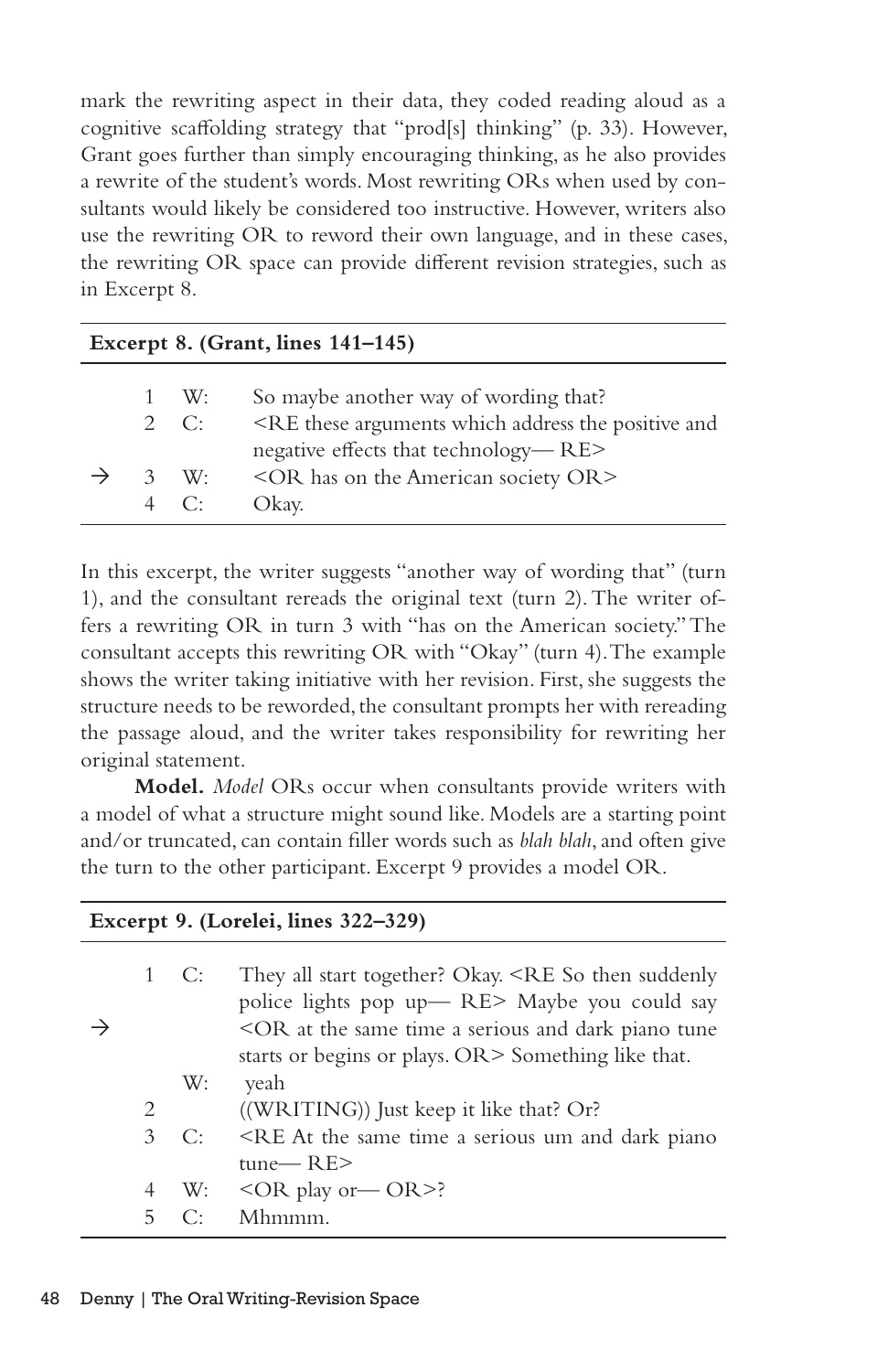mark the rewriting aspect in their data, they coded reading aloud as a cognitive scaffolding strategy that "prod[s] thinking" (p. 33). However, Grant goes further than simply encouraging thinking, as he also provides a rewrite of the student's words. Most rewriting ORs when used by consultants would likely be considered too instructive. However, writers also use the rewriting OR to reword their own language, and in these cases, the rewriting OR space can provide different revision strategies, such as in Excerpt 8.

**Excerpt 8. (Grant, lines 141–145)**

| | | | |
|---|---|---|---|
| | 1 | W: | So maybe another way of wording that? |
| | 2 | C: | <RE these arguments which address the positive and negative effects that technology— RE> |
| → | 3 | W: | <OR has on the American society OR> |
| | 4 | C: | Okay. |

In this excerpt, the writer suggests "another way of wording that" (turn 1), and the consultant rereads the original text (turn 2). The writer offers a rewriting OR in turn 3 with "has on the American society." The consultant accepts this rewriting OR with "Okay" (turn 4). The example shows the writer taking initiative with her revision. First, she suggests the structure needs to be reworded, the consultant prompts her with rereading the passage aloud, and the writer takes responsibility for rewriting her original statement.

**Model.** *Model* ORs occur when consultants provide writers with a model of what a structure might sound like. Models are a starting point and/or truncated, can contain filler words such as *blah blah*, and often give the turn to the other participant. Excerpt 9 provides a model OR.

**Excerpt 9. (Lorelei, lines 322–329)**

| | | | |
|---|---|---|---|
| → | 1 | C: | They all start together? Okay. <RE So then suddenly police lights pop up— RE> Maybe you could say <OR at the same time a serious and dark piano tune starts or begins or plays. OR> Something like that. |
| | | W: | yeah |
| | 2 | | ((WRITING)) Just keep it like that? Or? |
| | 3 | C: | <RE At the same time a serious um and dark piano tune— RE> |
| | 4 | W: | <OR play or— OR>? |
| | 5 | C: | Mhmmm. |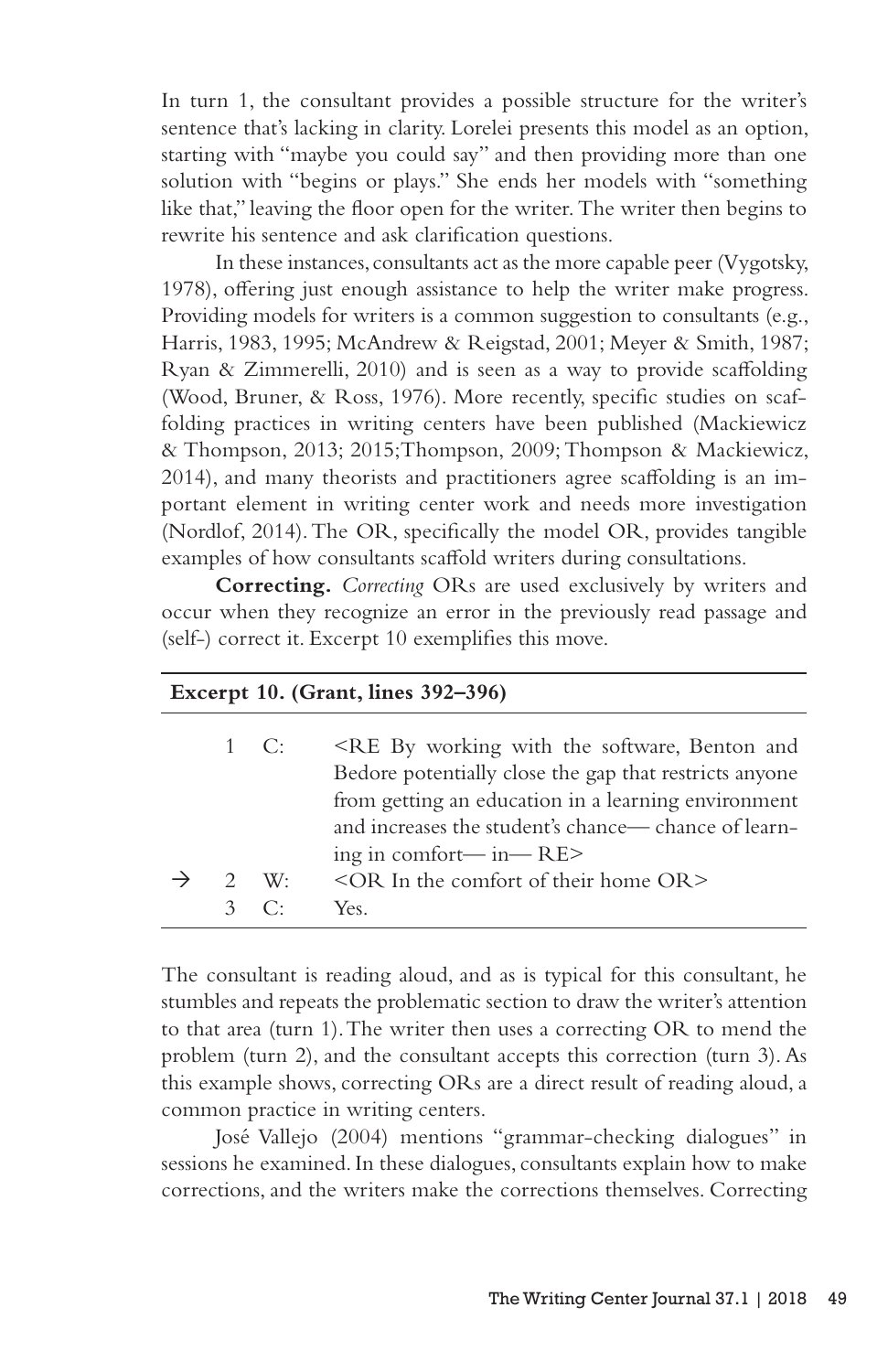In turn 1, the consultant provides a possible structure for the writer's sentence that's lacking in clarity. Lorelei presents this model as an option, starting with "maybe you could say" and then providing more than one solution with "begins or plays." She ends her models with "something like that," leaving the floor open for the writer. The writer then begins to rewrite his sentence and ask clarification questions.

In these instances, consultants act as the more capable peer (Vygotsky, 1978), offering just enough assistance to help the writer make progress. Providing models for writers is a common suggestion to consultants (e.g., Harris, 1983, 1995; McAndrew & Reigstad, 2001; Meyer & Smith, 1987; Ryan & Zimmerelli, 2010) and is seen as a way to provide scaffolding (Wood, Bruner, & Ross, 1976). More recently, specific studies on scaffolding practices in writing centers have been published (Mackiewicz & Thompson, 2013; 2015; Thompson, 2009; Thompson & Mackiewicz, 2014), and many theorists and practitioners agree scaffolding is an important element in writing center work and needs more investigation (Nordlof, 2014). The OR, specifically the model OR, provides tangible examples of how consultants scaffold writers during consultations.

**Correcting.** *Correcting* ORs are used exclusively by writers and occur when they recognize an error in the previously read passage and (self-) correct it. Excerpt 10 exemplifies this move.

**Excerpt 10. (Grant, lines 392–396)**

| | | | |
|---|---|---|---|
| | 1 | C: | <RE By working with the software, Benton and Bedore potentially close the gap that restricts anyone from getting an education in a learning environment and increases the student's chance— chance of learning in comfort— in— RE> |
| → | 2 | W: | <OR In the comfort of their home OR> |
| | 3 | C: | Yes. |

The consultant is reading aloud, and as is typical for this consultant, he stumbles and repeats the problematic section to draw the writer's attention to that area (turn 1). The writer then uses a correcting OR to mend the problem (turn 2), and the consultant accepts this correction (turn 3). As this example shows, correcting ORs are a direct result of reading aloud, a common practice in writing centers.

José Vallejo (2004) mentions "grammar-checking dialogues" in sessions he examined. In these dialogues, consultants explain how to make corrections, and the writers make the corrections themselves. Correcting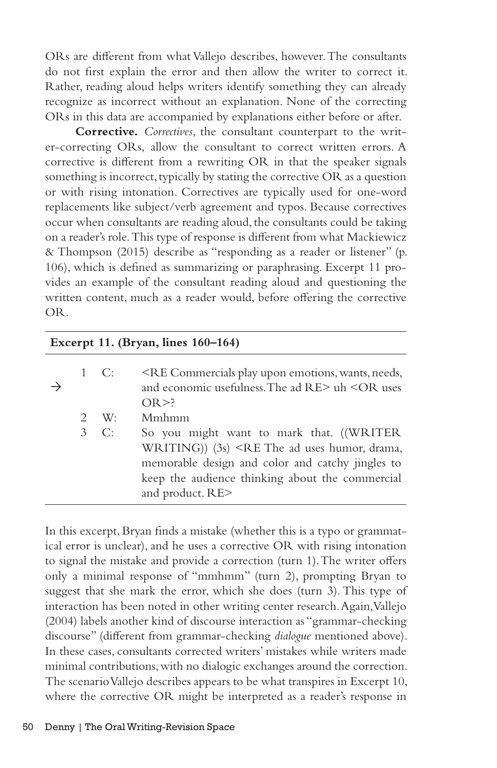ORs are different from what Vallejo describes, however. The consultants do not first explain the error and then allow the writer to correct it. Rather, reading aloud helps writers identify something they can already recognize as incorrect without an explanation. None of the correcting ORs in this data are accompanied by explanations either before or after.

**Corrective.** *Correctives*, the consultant counterpart to the writer-correcting ORs, allow the consultant to correct written errors. A corrective is different from a rewriting OR in that the speaker signals something is incorrect, typically by stating the corrective OR as a question or with rising intonation. Correctives are typically used for one-word replacements like subject/verb agreement and typos. Because correctives occur when consultants are reading aloud, the consultants could be taking on a reader's role. This type of response is different from what Mackiewicz & Thompson (2015) describe as "responding as a reader or listener" (p. 106), which is defined as summarizing or paraphrasing. Excerpt 11 provides an example of the consultant reading aloud and questioning the written content, much as a reader would, before offering the corrective OR.

**Excerpt 11. (Bryan, lines 160–164)**

| | | | |
|---|---|---|---|
| → | 1 | C: | <RE Commercials play upon emotions, wants, needs, and economic usefulness. The ad RE> uh <OR uses OR>? |
| | 2 | W: | Mmhmm |
| | 3 | C: | So you might want to mark that. ((WRITER WRITING)) (3s) <RE The ad uses humor, drama, memorable design and color and catchy jingles to keep the audience thinking about the commercial and product. RE> |

In this excerpt, Bryan finds a mistake (whether this is a typo or grammatical error is unclear), and he uses a corrective OR with rising intonation to signal the mistake and provide a correction (turn 1). The writer offers only a minimal response of "mmhmm" (turn 2), prompting Bryan to suggest that she mark the error, which she does (turn 3). This type of interaction has been noted in other writing center research. Again, Vallejo (2004) labels another kind of discourse interaction as "grammar-checking discourse" (different from grammar-checking *dialogue* mentioned above). In these cases, consultants corrected writers' mistakes while writers made minimal contributions, with no dialogic exchanges around the correction. The scenario Vallejo describes appears to be what transpires in Excerpt 10, where the corrective OR might be interpreted as a reader's response in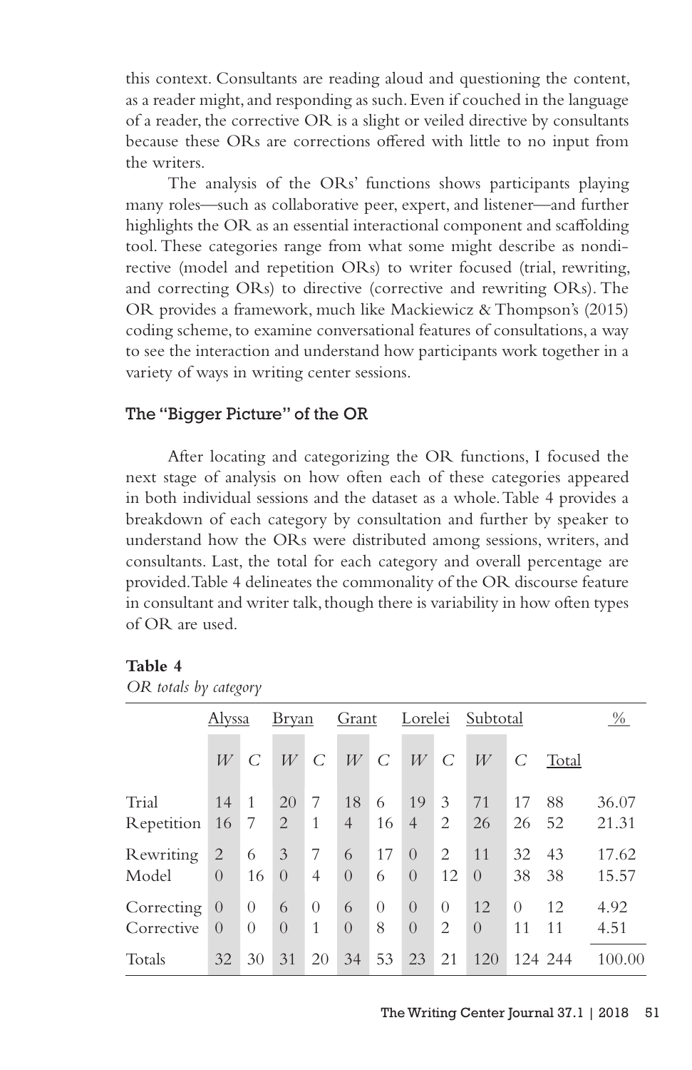this context. Consultants are reading aloud and questioning the content, as a reader might, and responding as such. Even if couched in the language of a reader, the corrective OR is a slight or veiled directive by consultants because these ORs are corrections offered with little to no input from the writers.

The analysis of the ORs' functions shows participants playing many roles—such as collaborative peer, expert, and listener—and further highlights the OR as an essential interactional component and scaffolding tool. These categories range from what some might describe as nondirective (model and repetition ORs) to writer focused (trial, rewriting, and correcting ORs) to directive (corrective and rewriting ORs). The OR provides a framework, much like Mackiewicz & Thompson's (2015) coding scheme, to examine conversational features of consultations, a way to see the interaction and understand how participants work together in a variety of ways in writing center sessions.

### The "Bigger Picture" of the OR

After locating and categorizing the OR functions, I focused the next stage of analysis on how often each of these categories appeared in both individual sessions and the dataset as a whole. Table 4 provides a breakdown of each category by consultation and further by speaker to understand how the ORs were distributed among sessions, writers, and consultants. Last, the total for each category and overall percentage are provided. Table 4 delineates the commonality of the OR discourse feature in consultant and writer talk, though there is variability in how often types of OR are used.

**Table 4**
*OR totals by category*

| | Alyssa | | Bryan | | Grant | | Lorelei | | Subtotal | | | % |
|---|---|---|---|---|---|---|---|---|---|---|---|---|
| | *W* | *C* | *W* | *C* | *W* | *C* | *W* | *C* | *W* | *C* | Total | |
| Trial | 14 | 1 | 20 | 7 | 18 | 6 | 19 | 3 | 71 | 17 | 88 | 36.07 |
| Repetition | 16 | 7 | 2 | 1 | 4 | 16 | 4 | 2 | 26 | 26 | 52 | 21.31 |
| Rewriting | 2 | 6 | 3 | 7 | 6 | 17 | 0 | 2 | 11 | 32 | 43 | 17.62 |
| Model | 0 | 16 | 0 | 4 | 0 | 6 | 0 | 12 | 0 | 38 | 38 | 15.57 |
| Correcting | 0 | 0 | 6 | 0 | 6 | 0 | 0 | 0 | 12 | 0 | 12 | 4.92 |
| Corrective | 0 | 0 | 0 | 1 | 0 | 8 | 0 | 2 | 0 | 11 | 11 | 4.51 |
| Totals | 32 | 30 | 31 | 20 | 34 | 53 | 23 | 21 | 120 | 124 | 244 | 100.00 |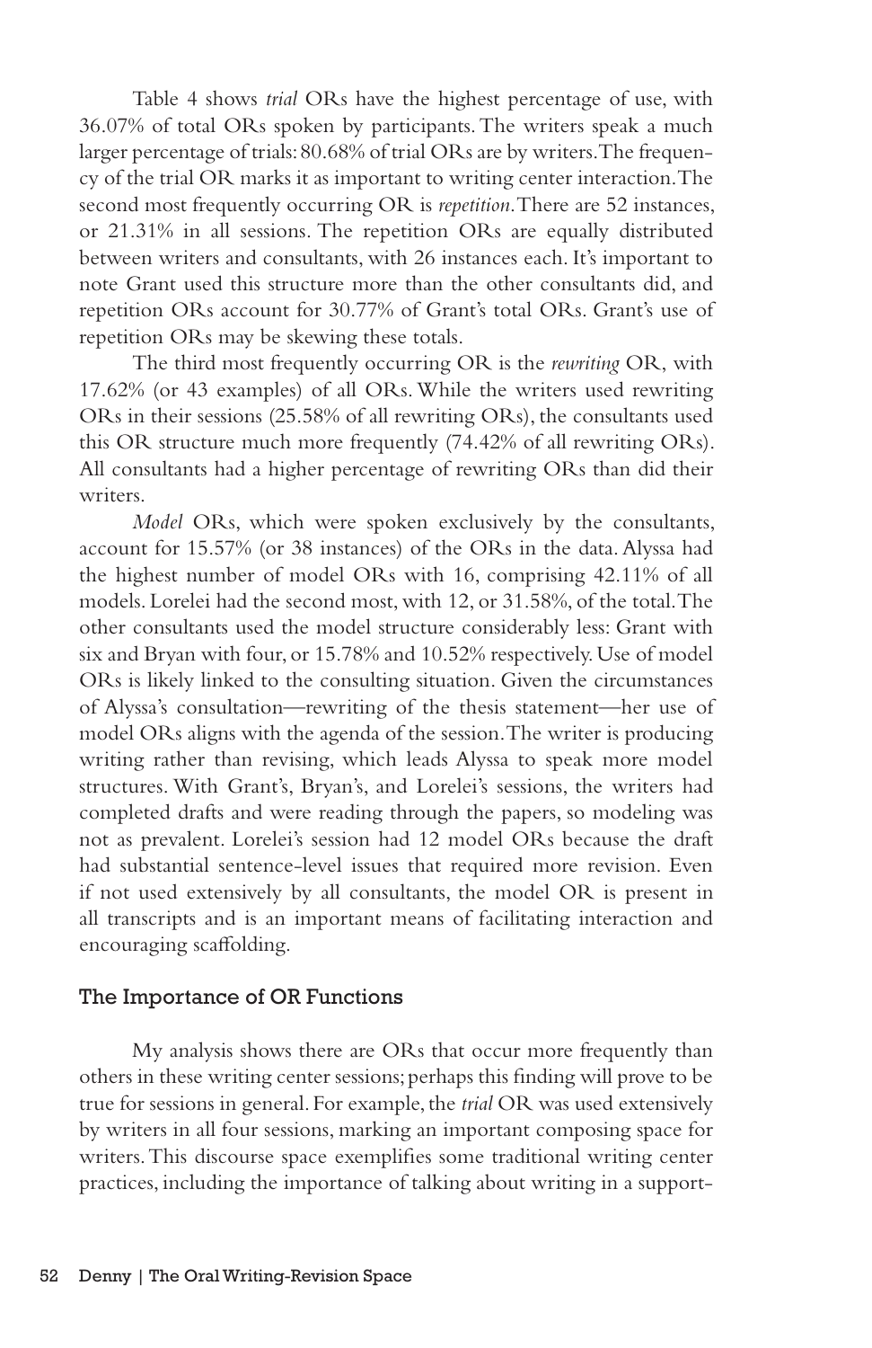Table 4 shows *trial* ORs have the highest percentage of use, with 36.07% of total ORs spoken by participants. The writers speak a much larger percentage of trials: 80.68% of trial ORs are by writers. The frequency of the trial OR marks it as important to writing center interaction. The second most frequently occurring OR is *repetition*. There are 52 instances, or 21.31% in all sessions. The repetition ORs are equally distributed between writers and consultants, with 26 instances each. It's important to note Grant used this structure more than the other consultants did, and repetition ORs account for 30.77% of Grant's total ORs. Grant's use of repetition ORs may be skewing these totals.

The third most frequently occurring OR is the *rewriting* OR, with 17.62% (or 43 examples) of all ORs. While the writers used rewriting ORs in their sessions (25.58% of all rewriting ORs), the consultants used this OR structure much more frequently (74.42% of all rewriting ORs). All consultants had a higher percentage of rewriting ORs than did their writers.

*Model* ORs, which were spoken exclusively by the consultants, account for 15.57% (or 38 instances) of the ORs in the data. Alyssa had the highest number of model ORs with 16, comprising 42.11% of all models. Lorelei had the second most, with 12, or 31.58%, of the total. The other consultants used the model structure considerably less: Grant with six and Bryan with four, or 15.78% and 10.52% respectively. Use of model ORs is likely linked to the consulting situation. Given the circumstances of Alyssa's consultation—rewriting of the thesis statement—her use of model ORs aligns with the agenda of the session. The writer is producing writing rather than revising, which leads Alyssa to speak more model structures. With Grant's, Bryan's, and Lorelei's sessions, the writers had completed drafts and were reading through the papers, so modeling was not as prevalent. Lorelei's session had 12 model ORs because the draft had substantial sentence-level issues that required more revision. Even if not used extensively by all consultants, the model OR is present in all transcripts and is an important means of facilitating interaction and encouraging scaffolding.

## The Importance of OR Functions

My analysis shows there are ORs that occur more frequently than others in these writing center sessions; perhaps this finding will prove to be true for sessions in general. For example, the *trial* OR was used extensively by writers in all four sessions, marking an important composing space for writers. This discourse space exemplifies some traditional writing center practices, including the importance of talking about writing in a support-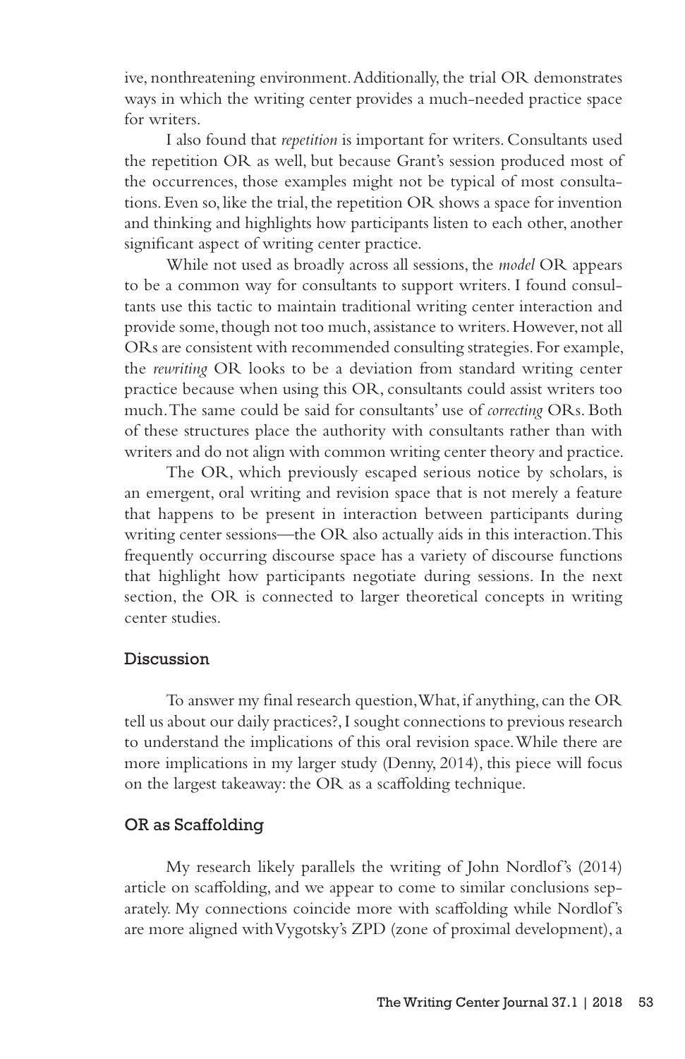ive, nonthreatening environment. Additionally, the trial OR demonstrates ways in which the writing center provides a much-needed practice space for writers.

I also found that *repetition* is important for writers. Consultants used the repetition OR as well, but because Grant's session produced most of the occurrences, those examples might not be typical of most consultations. Even so, like the trial, the repetition OR shows a space for invention and thinking and highlights how participants listen to each other, another significant aspect of writing center practice.

While not used as broadly across all sessions, the *model* OR appears to be a common way for consultants to support writers. I found consultants use this tactic to maintain traditional writing center interaction and provide some, though not too much, assistance to writers. However, not all ORs are consistent with recommended consulting strategies. For example, the *rewriting* OR looks to be a deviation from standard writing center practice because when using this OR, consultants could assist writers too much. The same could be said for consultants' use of *correcting* ORs. Both of these structures place the authority with consultants rather than with writers and do not align with common writing center theory and practice.

The OR, which previously escaped serious notice by scholars, is an emergent, oral writing and revision space that is not merely a feature that happens to be present in interaction between participants during writing center sessions—the OR also actually aids in this interaction. This frequently occurring discourse space has a variety of discourse functions that highlight how participants negotiate during sessions. In the next section, the OR is connected to larger theoretical concepts in writing center studies.

## Discussion

To answer my final research question, What, if anything, can the OR tell us about our daily practices?, I sought connections to previous research to understand the implications of this oral revision space. While there are more implications in my larger study (Denny, 2014), this piece will focus on the largest takeaway: the OR as a scaffolding technique.

### OR as Scaffolding

My research likely parallels the writing of John Nordlof's (2014) article on scaffolding, and we appear to come to similar conclusions separately. My connections coincide more with scaffolding while Nordlof's are more aligned with Vygotsky's ZPD (zone of proximal development), a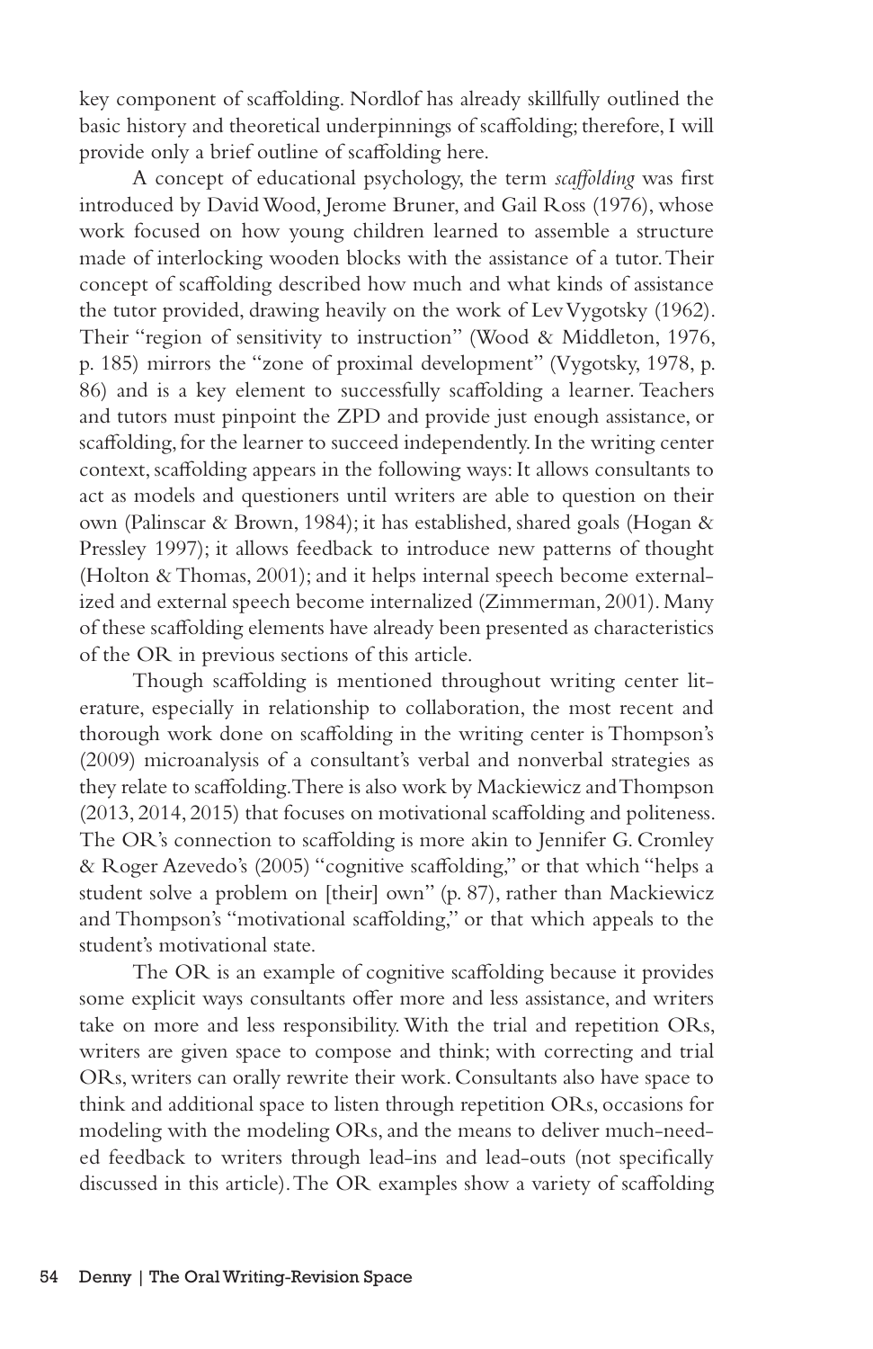key component of scaffolding. Nordlof has already skillfully outlined the basic history and theoretical underpinnings of scaffolding; therefore, I will provide only a brief outline of scaffolding here.

A concept of educational psychology, the term *scaffolding* was first introduced by David Wood, Jerome Bruner, and Gail Ross (1976), whose work focused on how young children learned to assemble a structure made of interlocking wooden blocks with the assistance of a tutor. Their concept of scaffolding described how much and what kinds of assistance the tutor provided, drawing heavily on the work of Lev Vygotsky (1962). Their "region of sensitivity to instruction" (Wood & Middleton, 1976, p. 185) mirrors the "zone of proximal development" (Vygotsky, 1978, p. 86) and is a key element to successfully scaffolding a learner. Teachers and tutors must pinpoint the ZPD and provide just enough assistance, or scaffolding, for the learner to succeed independently. In the writing center context, scaffolding appears in the following ways: It allows consultants to act as models and questioners until writers are able to question on their own (Palinscar & Brown, 1984); it has established, shared goals (Hogan & Pressley 1997); it allows feedback to introduce new patterns of thought (Holton & Thomas, 2001); and it helps internal speech become externalized and external speech become internalized (Zimmerman, 2001). Many of these scaffolding elements have already been presented as characteristics of the OR in previous sections of this article.

Though scaffolding is mentioned throughout writing center literature, especially in relationship to collaboration, the most recent and thorough work done on scaffolding in the writing center is Thompson's (2009) microanalysis of a consultant's verbal and nonverbal strategies as they relate to scaffolding. There is also work by Mackiewicz and Thompson (2013, 2014, 2015) that focuses on motivational scaffolding and politeness. The OR's connection to scaffolding is more akin to Jennifer G. Cromley & Roger Azevedo's (2005) "cognitive scaffolding," or that which "helps a student solve a problem on [their] own" (p. 87), rather than Mackiewicz and Thompson's "motivational scaffolding," or that which appeals to the student's motivational state.

The OR is an example of cognitive scaffolding because it provides some explicit ways consultants offer more and less assistance, and writers take on more and less responsibility. With the trial and repetition ORs, writers are given space to compose and think; with correcting and trial ORs, writers can orally rewrite their work. Consultants also have space to think and additional space to listen through repetition ORs, occasions for modeling with the modeling ORs, and the means to deliver much-needed feedback to writers through lead-ins and lead-outs (not specifically discussed in this article). The OR examples show a variety of scaffolding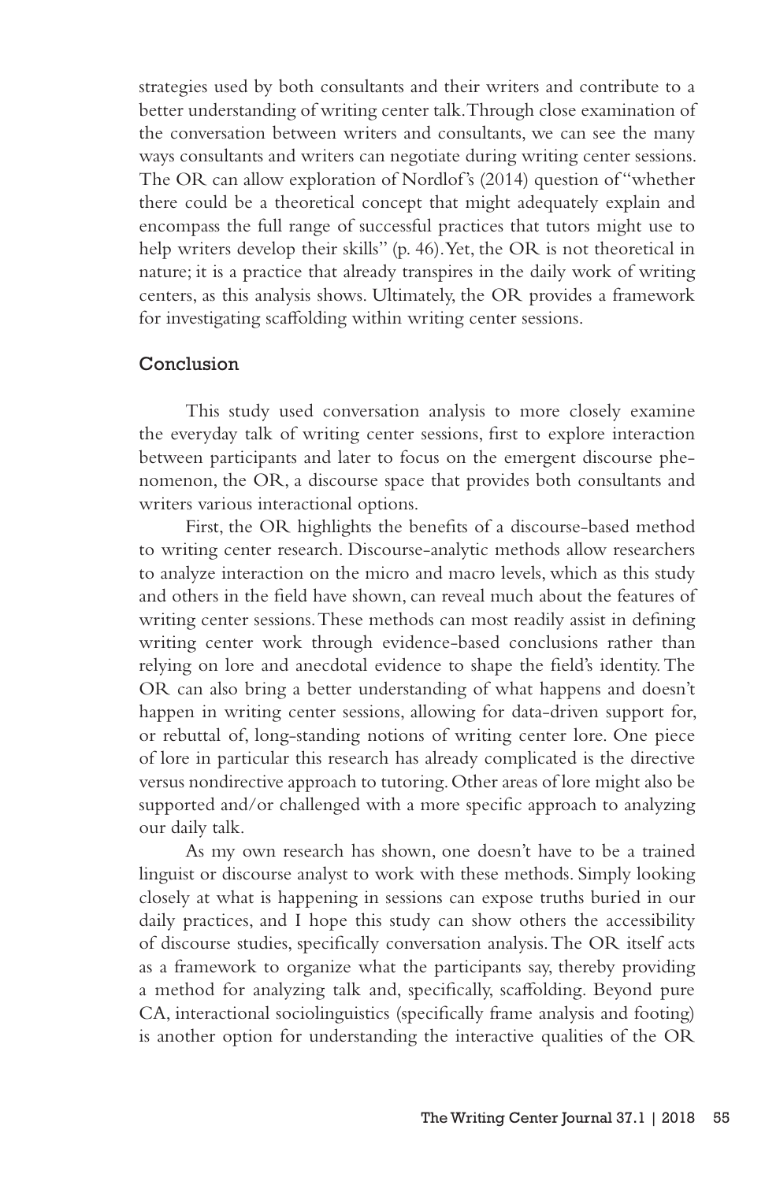strategies used by both consultants and their writers and contribute to a better understanding of writing center talk. Through close examination of the conversation between writers and consultants, we can see the many ways consultants and writers can negotiate during writing center sessions. The OR can allow exploration of Nordlof's (2014) question of "whether there could be a theoretical concept that might adequately explain and encompass the full range of successful practices that tutors might use to help writers develop their skills" (p. 46). Yet, the OR is not theoretical in nature; it is a practice that already transpires in the daily work of writing centers, as this analysis shows. Ultimately, the OR provides a framework for investigating scaffolding within writing center sessions.

## Conclusion

This study used conversation analysis to more closely examine the everyday talk of writing center sessions, first to explore interaction between participants and later to focus on the emergent discourse phenomenon, the OR, a discourse space that provides both consultants and writers various interactional options.

First, the OR highlights the benefits of a discourse-based method to writing center research. Discourse-analytic methods allow researchers to analyze interaction on the micro and macro levels, which as this study and others in the field have shown, can reveal much about the features of writing center sessions. These methods can most readily assist in defining writing center work through evidence-based conclusions rather than relying on lore and anecdotal evidence to shape the field's identity. The OR can also bring a better understanding of what happens and doesn't happen in writing center sessions, allowing for data-driven support for, or rebuttal of, long-standing notions of writing center lore. One piece of lore in particular this research has already complicated is the directive versus nondirective approach to tutoring. Other areas of lore might also be supported and/or challenged with a more specific approach to analyzing our daily talk.

As my own research has shown, one doesn't have to be a trained linguist or discourse analyst to work with these methods. Simply looking closely at what is happening in sessions can expose truths buried in our daily practices, and I hope this study can show others the accessibility of discourse studies, specifically conversation analysis. The OR itself acts as a framework to organize what the participants say, thereby providing a method for analyzing talk and, specifically, scaffolding. Beyond pure CA, interactional sociolinguistics (specifically frame analysis and footing) is another option for understanding the interactive qualities of the OR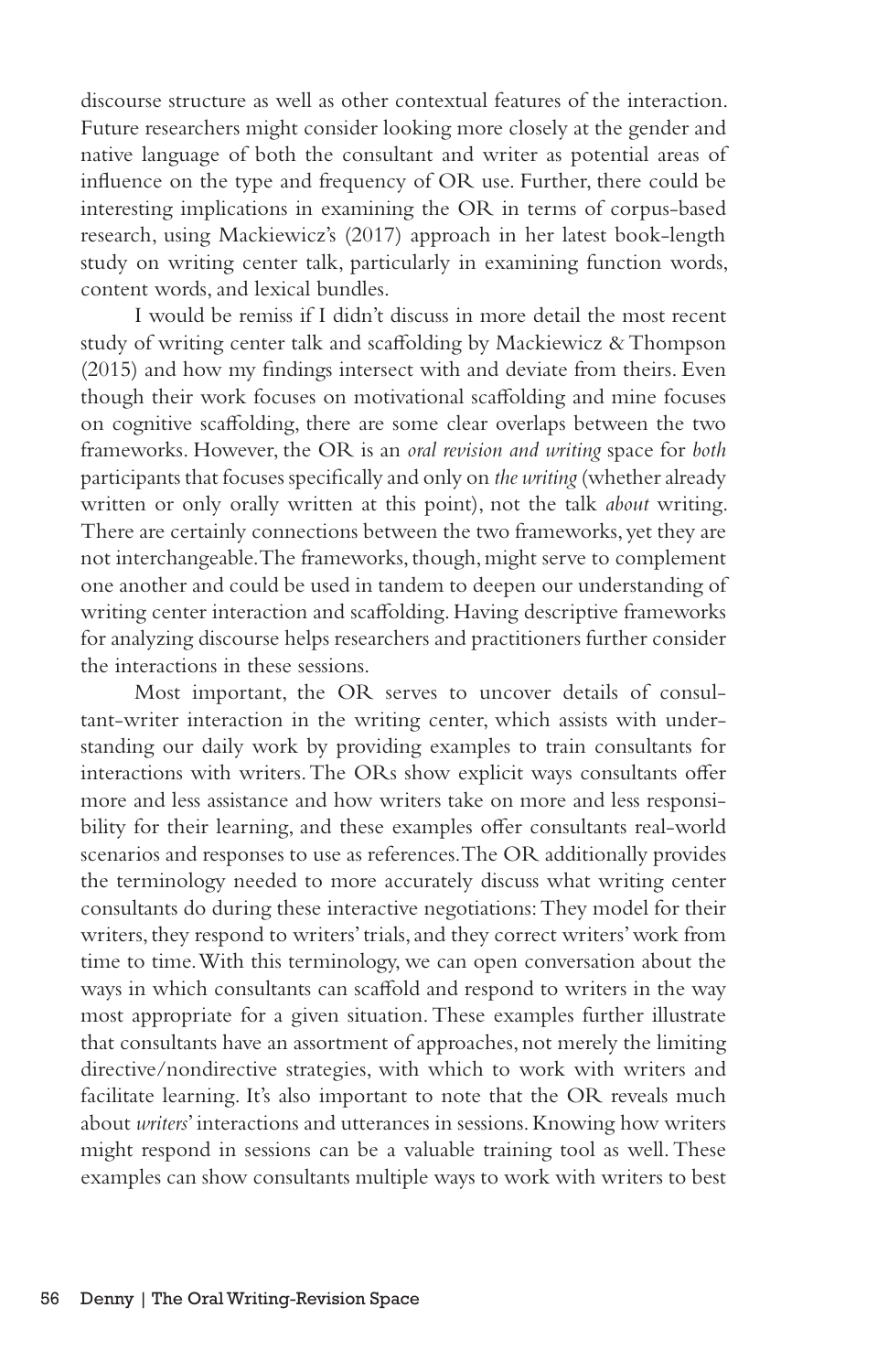discourse structure as well as other contextual features of the interaction. Future researchers might consider looking more closely at the gender and native language of both the consultant and writer as potential areas of influence on the type and frequency of OR use. Further, there could be interesting implications in examining the OR in terms of corpus-based research, using Mackiewicz's (2017) approach in her latest book-length study on writing center talk, particularly in examining function words, content words, and lexical bundles.

I would be remiss if I didn't discuss in more detail the most recent study of writing center talk and scaffolding by Mackiewicz & Thompson (2015) and how my findings intersect with and deviate from theirs. Even though their work focuses on motivational scaffolding and mine focuses on cognitive scaffolding, there are some clear overlaps between the two frameworks. However, the OR is an *oral revision and writing* space for *both* participants that focuses specifically and only on *the writing* (whether already written or only orally written at this point), not the talk *about* writing. There are certainly connections between the two frameworks, yet they are not interchangeable. The frameworks, though, might serve to complement one another and could be used in tandem to deepen our understanding of writing center interaction and scaffolding. Having descriptive frameworks for analyzing discourse helps researchers and practitioners further consider the interactions in these sessions.

Most important, the OR serves to uncover details of consultant-writer interaction in the writing center, which assists with understanding our daily work by providing examples to train consultants for interactions with writers. The ORs show explicit ways consultants offer more and less assistance and how writers take on more and less responsibility for their learning, and these examples offer consultants real-world scenarios and responses to use as references. The OR additionally provides the terminology needed to more accurately discuss what writing center consultants do during these interactive negotiations: They model for their writers, they respond to writers' trials, and they correct writers' work from time to time. With this terminology, we can open conversation about the ways in which consultants can scaffold and respond to writers in the way most appropriate for a given situation. These examples further illustrate that consultants have an assortment of approaches, not merely the limiting directive/nondirective strategies, with which to work with writers and facilitate learning. It's also important to note that the OR reveals much about *writers'* interactions and utterances in sessions. Knowing how writers might respond in sessions can be a valuable training tool as well. These examples can show consultants multiple ways to work with writers to best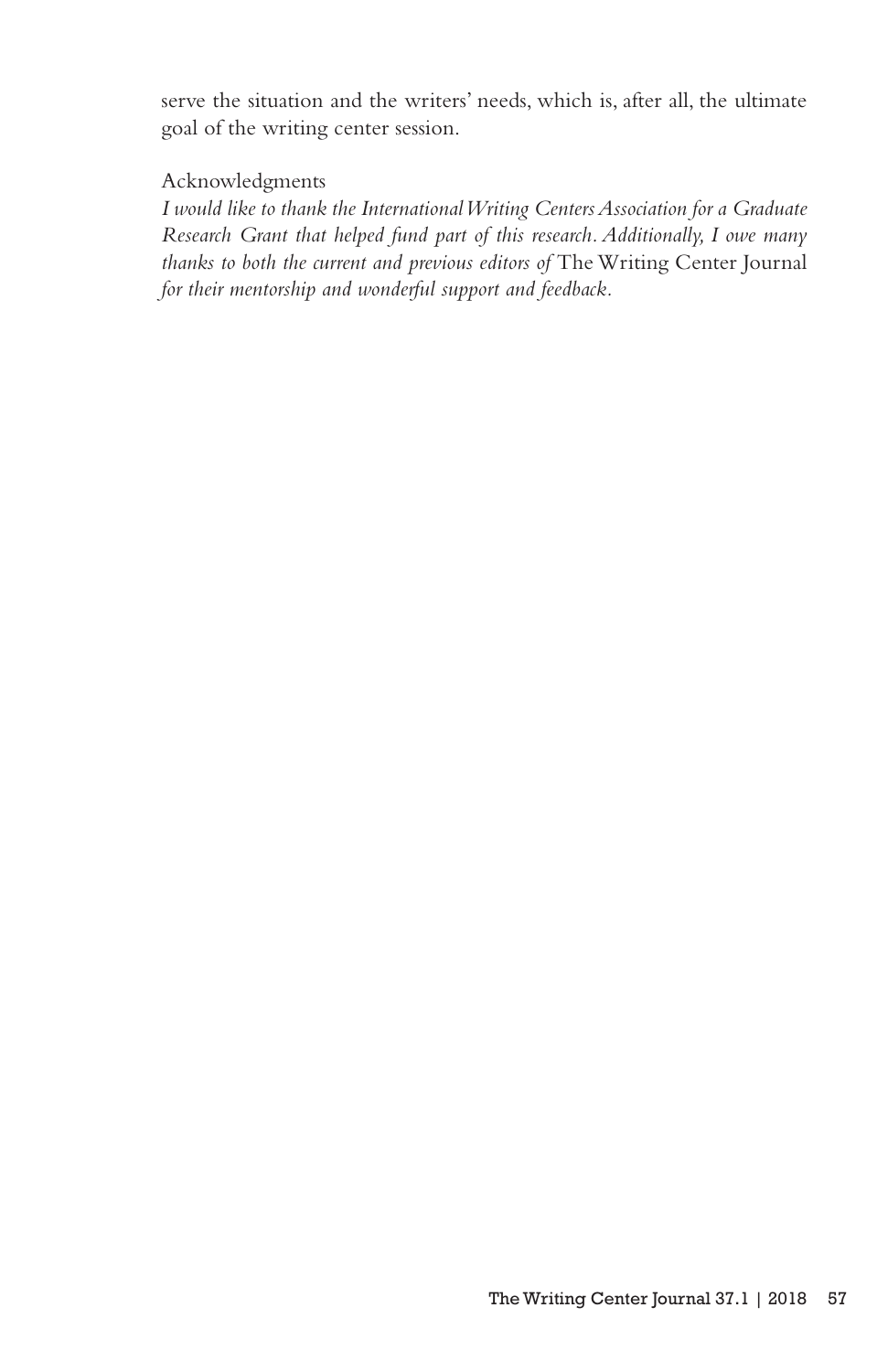serve the situation and the writers' needs, which is, after all, the ultimate goal of the writing center session.

## Acknowledgments

*I would like to thank the International Writing Centers Association for a Graduate Research Grant that helped fund part of this research. Additionally, I owe many thanks to both the current and previous editors of* The Writing Center Journal *for their mentorship and wonderful support and feedback.*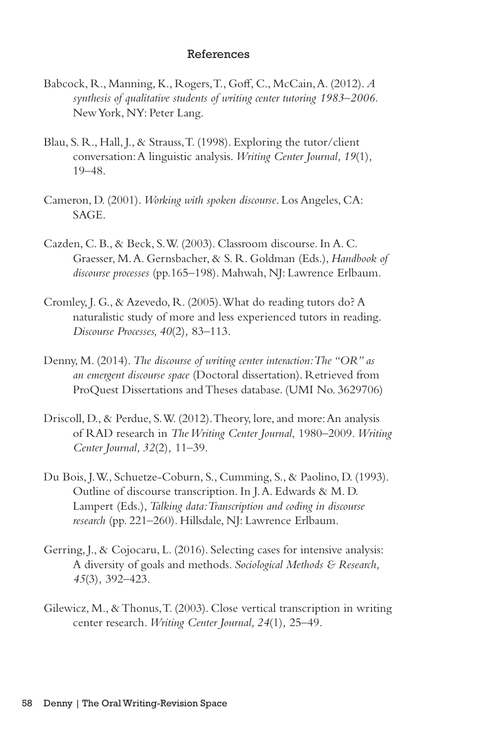## References

Babcock, R., Manning, K., Rogers, T., Goff, C., McCain, A. (2012). *A synthesis of qualitative students of writing center tutoring 1983–2006.* New York, NY: Peter Lang.

Blau, S. R., Hall, J., & Strauss, T. (1998). Exploring the tutor/client conversation: A linguistic analysis. *Writing Center Journal, 19*(1), 19–48.

Cameron, D. (2001). *Working with spoken discourse*. Los Angeles, CA: SAGE.

Cazden, C. B., & Beck, S. W. (2003). Classroom discourse. In A. C. Graesser, M. A. Gernsbacher, & S. R. Goldman (Eds.), *Handbook of discourse processes* (pp.165–198). Mahwah, NJ: Lawrence Erlbaum.

Cromley, J. G., & Azevedo, R. (2005). What do reading tutors do? A naturalistic study of more and less experienced tutors in reading. *Discourse Processes, 40*(2), 83–113.

Denny, M. (2014). *The discourse of writing center interaction: The "OR" as an emergent discourse space* (Doctoral dissertation). Retrieved from ProQuest Dissertations and Theses database. (UMI No. 3629706)

Driscoll, D., & Perdue, S. W. (2012). Theory, lore, and more: An analysis of RAD research in *The Writing Center Journal*, 1980–2009. *Writing Center Journal, 32*(2), 11–39.

Du Bois, J. W., Schuetze-Coburn, S., Cumming, S., & Paolino, D. (1993). Outline of discourse transcription. In J. A. Edwards & M. D. Lampert (Eds.), *Talking data: Transcription and coding in discourse research* (pp. 221–260). Hillsdale, NJ: Lawrence Erlbaum.

Gerring, J., & Cojocaru, L. (2016). Selecting cases for intensive analysis: A diversity of goals and methods. *Sociological Methods & Research, 45*(3), 392–423.

Gilewicz, M., & Thonus, T. (2003). Close vertical transcription in writing center research. *Writing Center Journal, 24*(1), 25–49.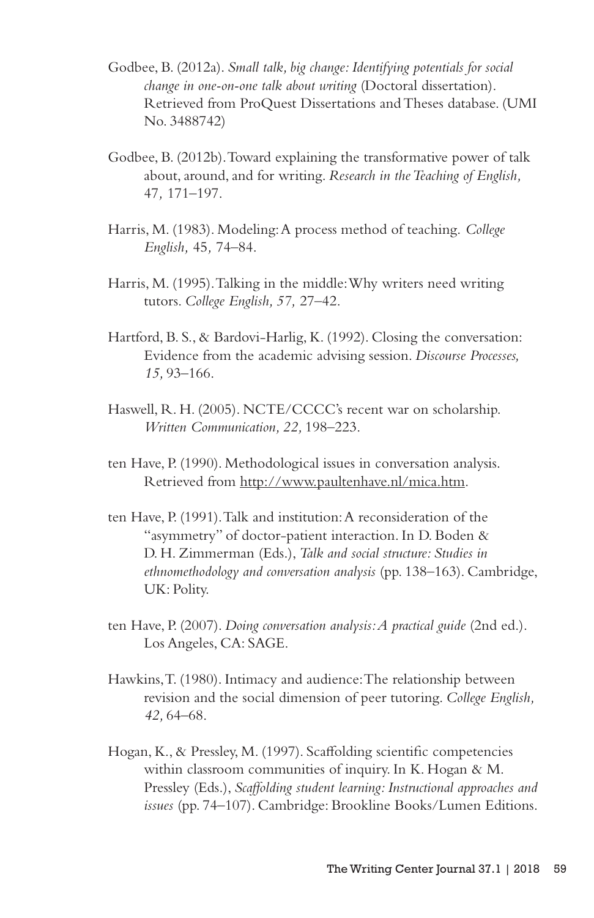Godbee, B. (2012a). *Small talk, big change: Identifying potentials for social change in one-on-one talk about writing* (Doctoral dissertation). Retrieved from ProQuest Dissertations and Theses database. (UMI No. 3488742)

Godbee, B. (2012b). Toward explaining the transformative power of talk about, around, and for writing. *Research in the Teaching of English, 47,* 171–197.

Harris, M. (1983). Modeling: A process method of teaching. *College English, 45,* 74–84.

Harris, M. (1995). Talking in the middle: Why writers need writing tutors. *College English, 57,* 27–42.

Hartford, B. S., & Bardovi-Harlig, K. (1992). Closing the conversation: Evidence from the academic advising session. *Discourse Processes, 15,* 93–166.

Haswell, R. H. (2005). NCTE/CCCC's recent war on scholarship. *Written Communication, 22,* 198–223.

ten Have, P. (1990). Methodological issues in conversation analysis. Retrieved from http://www.paultenhave.nl/mica.htm.

ten Have, P. (1991). Talk and institution: A reconsideration of the "asymmetry" of doctor-patient interaction. In D. Boden & D. H. Zimmerman (Eds.), *Talk and social structure: Studies in ethnomethodology and conversation analysis* (pp. 138–163). Cambridge, UK: Polity.

ten Have, P. (2007). *Doing conversation analysis: A practical guide* (2nd ed.). Los Angeles, CA: SAGE.

Hawkins, T. (1980). Intimacy and audience: The relationship between revision and the social dimension of peer tutoring. *College English, 42,* 64–68.

Hogan, K., & Pressley, M. (1997). Scaffolding scientific competencies within classroom communities of inquiry. In K. Hogan & M. Pressley (Eds.), *Scaffolding student learning: Instructional approaches and issues* (pp. 74–107). Cambridge: Brookline Books/Lumen Editions.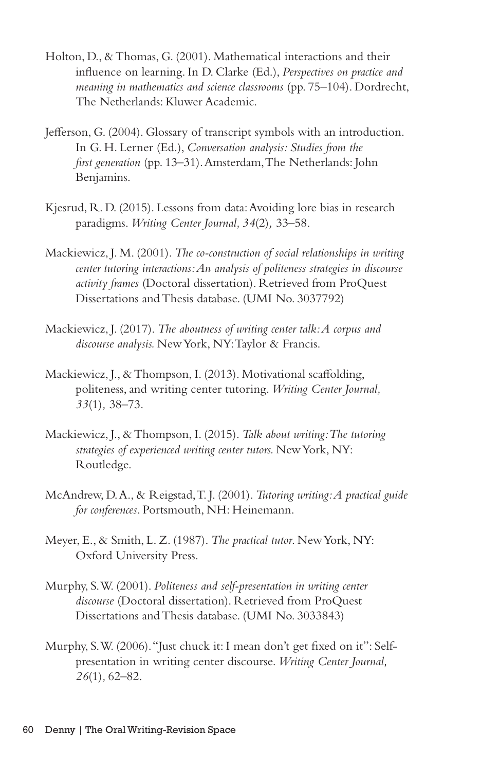Holton, D., & Thomas, G. (2001). Mathematical interactions and their influence on learning. In D. Clarke (Ed.), *Perspectives on practice and meaning in mathematics and science classrooms* (pp. 75–104). Dordrecht, The Netherlands: Kluwer Academic.

Jefferson, G. (2004). Glossary of transcript symbols with an introduction. In G. H. Lerner (Ed.), *Conversation analysis: Studies from the first generation* (pp. 13–31). Amsterdam, The Netherlands: John Benjamins.

Kjesrud, R. D. (2015). Lessons from data: Avoiding lore bias in research paradigms. *Writing Center Journal, 34*(2), 33–58.

Mackiewicz, J. M. (2001). *The co-construction of social relationships in writing center tutoring interactions: An analysis of politeness strategies in discourse activity frames* (Doctoral dissertation). Retrieved from ProQuest Dissertations and Thesis database. (UMI No. 3037792)

Mackiewicz, J. (2017). *The aboutness of writing center talk: A corpus and discourse analysis.* New York, NY: Taylor & Francis.

Mackiewicz, J., & Thompson, I. (2013). Motivational scaffolding, politeness, and writing center tutoring. *Writing Center Journal, 33*(1), 38–73.

Mackiewicz, J., & Thompson, I. (2015). *Talk about writing: The tutoring strategies of experienced writing center tutors.* New York, NY: Routledge.

McAndrew, D. A., & Reigstad, T. J. (2001). *Tutoring writing: A practical guide for conferences*. Portsmouth, NH: Heinemann.

Meyer, E., & Smith, L. Z. (1987). *The practical tutor.* New York, NY: Oxford University Press.

Murphy, S. W. (2001). *Politeness and self-presentation in writing center discourse* (Doctoral dissertation). Retrieved from ProQuest Dissertations and Thesis database. (UMI No. 3033843)

Murphy, S. W. (2006). "Just chuck it: I mean don't get fixed on it": Self-presentation in writing center discourse. *Writing Center Journal, 26*(1), 62–82.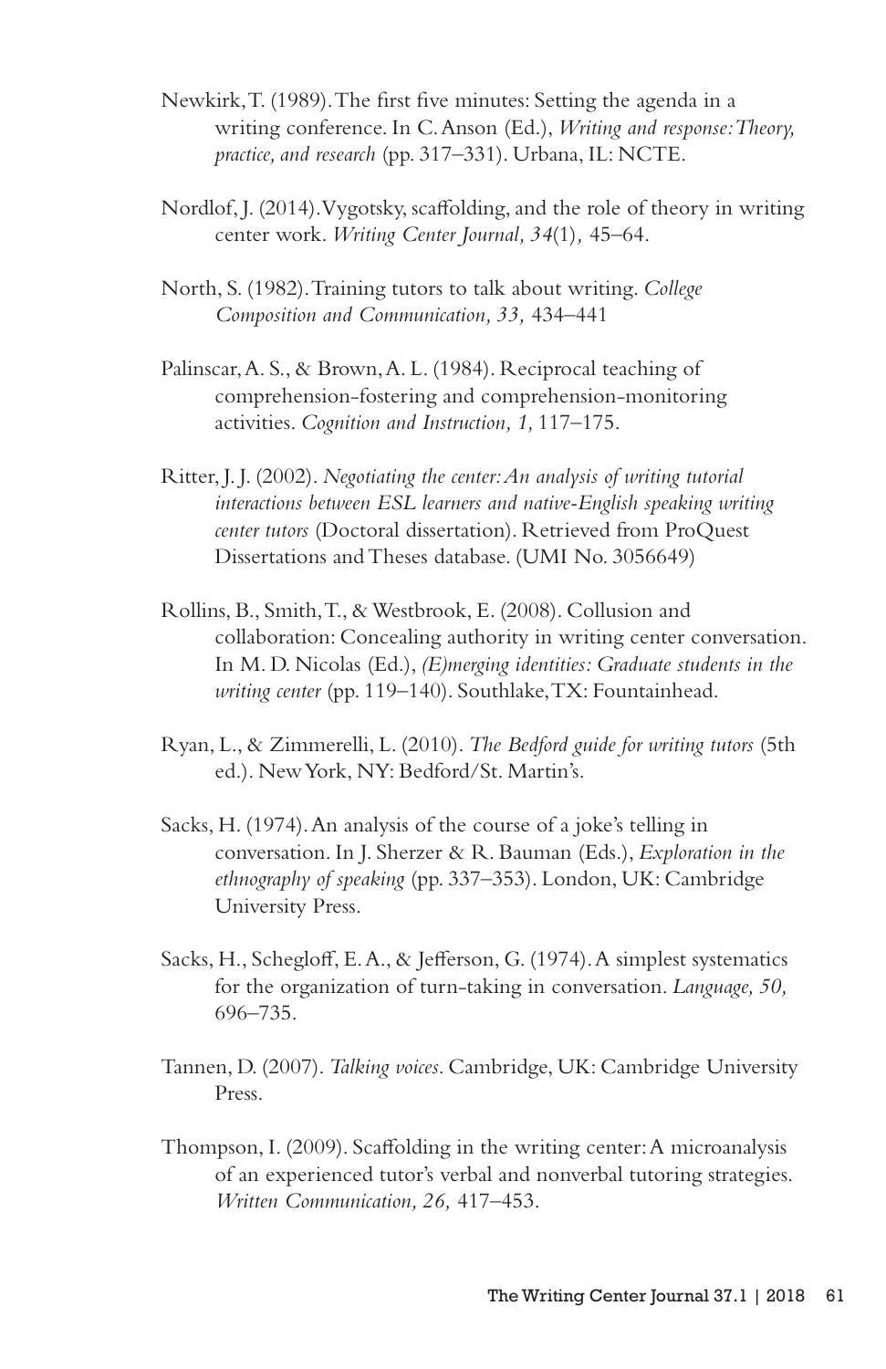Newkirk, T. (1989). The first five minutes: Setting the agenda in a writing conference. In C. Anson (Ed.), *Writing and response: Theory, practice, and research* (pp. 317–331). Urbana, IL: NCTE.

Nordlof, J. (2014). Vygotsky, scaffolding, and the role of theory in writing center work. *Writing Center Journal, 34*(1), 45–64.

North, S. (1982). Training tutors to talk about writing. *College Composition and Communication, 33,* 434–441

Palinscar, A. S., & Brown, A. L. (1984). Reciprocal teaching of comprehension-fostering and comprehension-monitoring activities. *Cognition and Instruction, 1,* 117–175.

Ritter, J. J. (2002). *Negotiating the center: An analysis of writing tutorial interactions between ESL learners and native-English speaking writing center tutors* (Doctoral dissertation). Retrieved from ProQuest Dissertations and Theses database. (UMI No. 3056649)

Rollins, B., Smith, T., & Westbrook, E. (2008). Collusion and collaboration: Concealing authority in writing center conversation. In M. D. Nicolas (Ed.), *(E)merging identities: Graduate students in the writing center* (pp. 119–140). Southlake, TX: Fountainhead.

Ryan, L., & Zimmerelli, L. (2010). *The Bedford guide for writing tutors* (5th ed.). New York, NY: Bedford/St. Martin's.

Sacks, H. (1974). An analysis of the course of a joke's telling in conversation. In J. Sherzer & R. Bauman (Eds.), *Exploration in the ethnography of speaking* (pp. 337–353). London, UK: Cambridge University Press.

Sacks, H., Schegloff, E. A., & Jefferson, G. (1974). A simplest systematics for the organization of turn-taking in conversation. *Language, 50,* 696–735.

Tannen, D. (2007). *Talking voices*. Cambridge, UK: Cambridge University Press.

Thompson, I. (2009). Scaffolding in the writing center: A microanalysis of an experienced tutor's verbal and nonverbal tutoring strategies. *Written Communication, 26,* 417–453.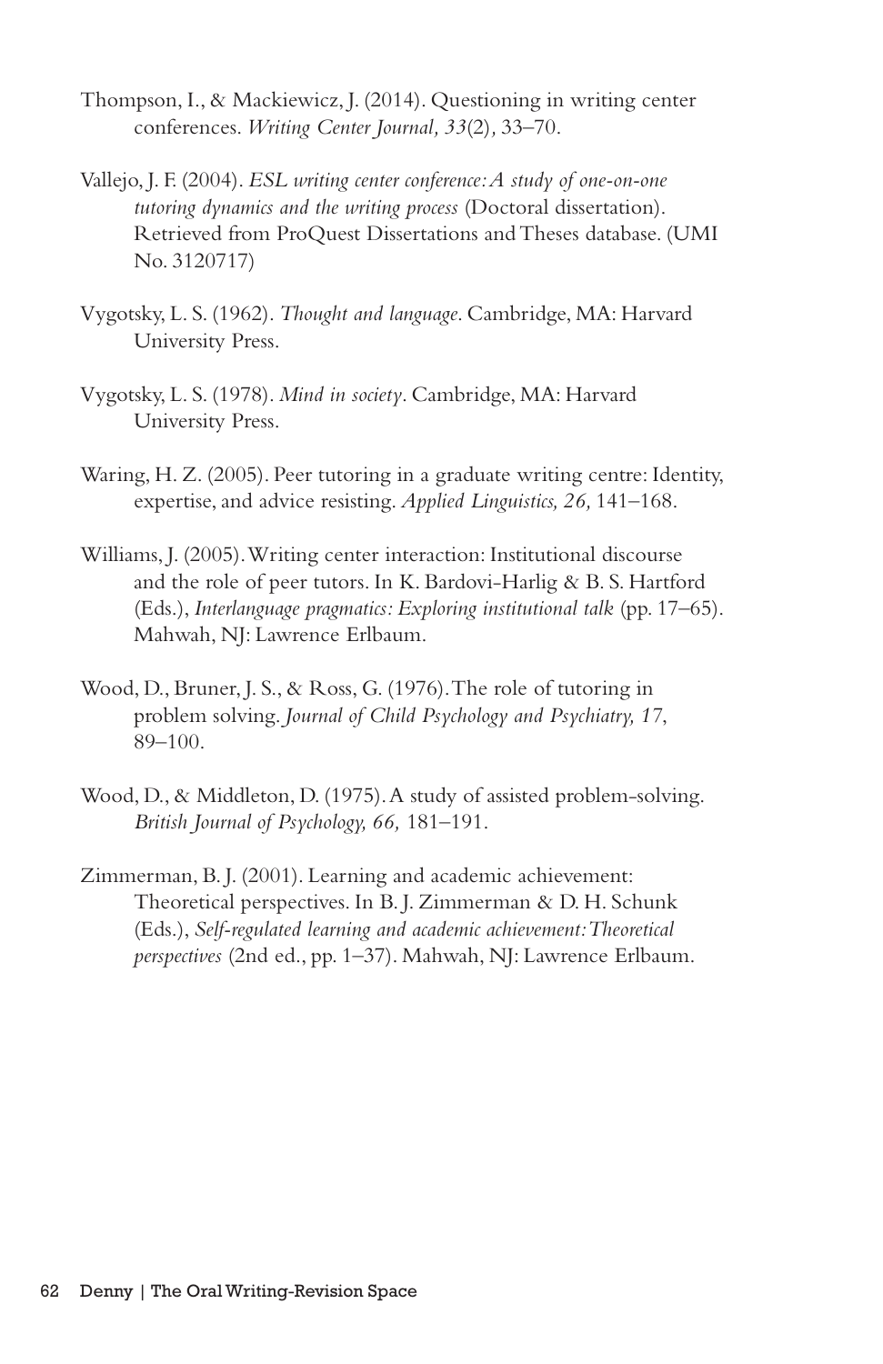Thompson, I., & Mackiewicz, J. (2014). Questioning in writing center conferences. *Writing Center Journal, 33*(2)*,* 33–70.

Vallejo, J. F. (2004). *ESL writing center conference: A study of one-on-one tutoring dynamics and the writing process* (Doctoral dissertation). Retrieved from ProQuest Dissertations and Theses database. (UMI No. 3120717)

Vygotsky, L. S. (1962). *Thought and language*. Cambridge, MA: Harvard University Press.

Vygotsky, L. S. (1978). *Mind in society*. Cambridge, MA: Harvard University Press.

Waring, H. Z. (2005). Peer tutoring in a graduate writing centre: Identity, expertise, and advice resisting. *Applied Linguistics, 26,* 141–168.

Williams, J. (2005). Writing center interaction: Institutional discourse and the role of peer tutors. In K. Bardovi-Harlig & B. S. Hartford (Eds.), *Interlanguage pragmatics: Exploring institutional talk* (pp. 17–65). Mahwah, NJ: Lawrence Erlbaum.

Wood, D., Bruner, J. S., & Ross, G. (1976). The role of tutoring in problem solving. *Journal of Child Psychology and Psychiatry, 17*, 89–100.

Wood, D., & Middleton, D. (1975). A study of assisted problem-solving. *British Journal of Psychology, 66,* 181–191.

Zimmerman, B. J. (2001). Learning and academic achievement: Theoretical perspectives. In B. J. Zimmerman & D. H. Schunk (Eds.), *Self-regulated learning and academic achievement: Theoretical perspectives* (2nd ed., pp. 1–37). Mahwah, NJ: Lawrence Erlbaum.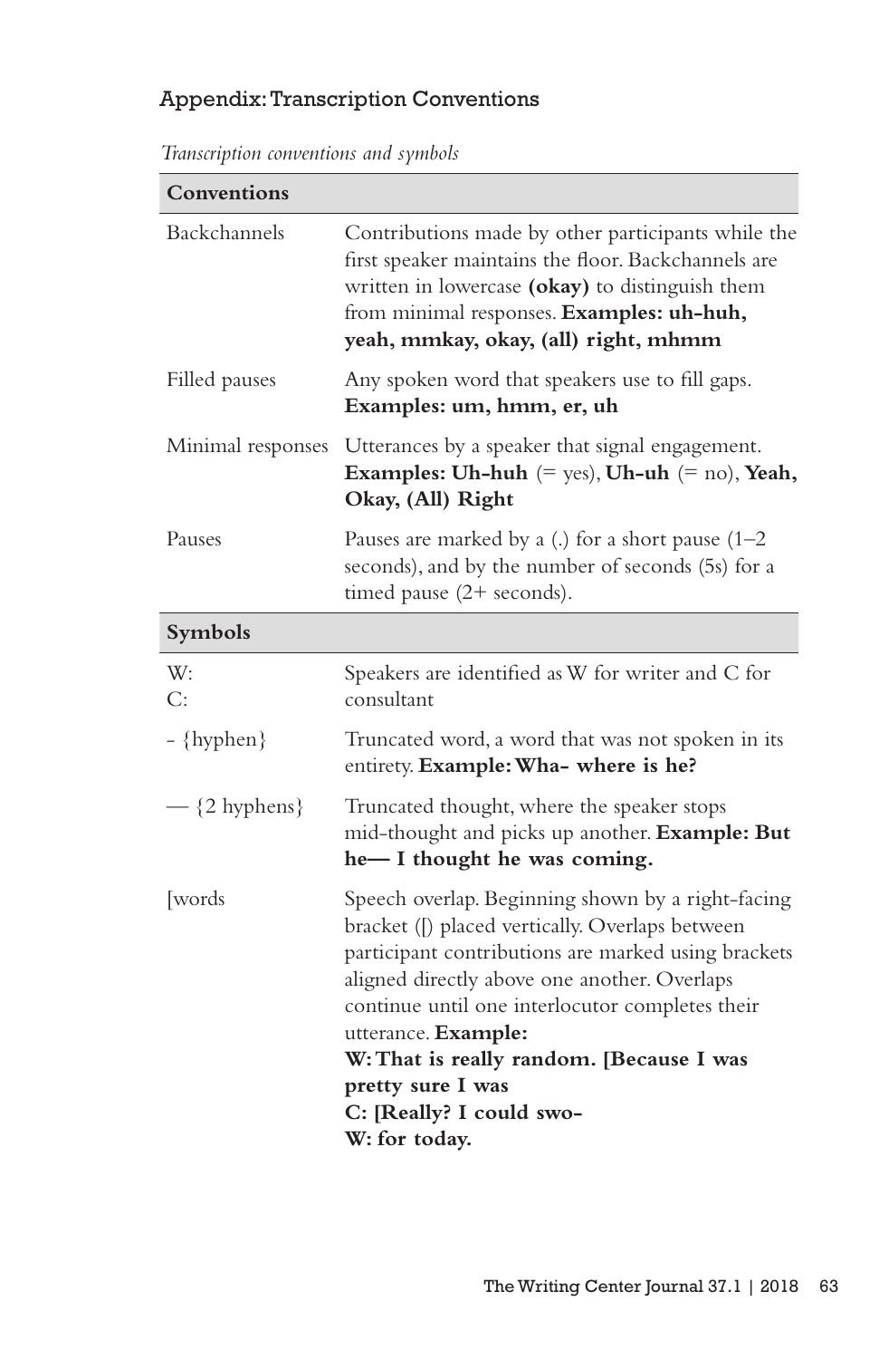## Appendix: Transcription Conventions

*Transcription conventions and symbols*

| **Conventions** | |
|---|---|
| Backchannels | Contributions made by other participants while the first speaker maintains the floor. Backchannels are written in lowercase **(okay)** to distinguish them from minimal responses. **Examples: uh-huh, yeah, mmkay, okay, (all) right, mhmm** |
| Filled pauses | Any spoken word that speakers use to fill gaps. **Examples: um, hmm, er, uh** |
| Minimal responses | Utterances by a speaker that signal engagement. **Examples: Uh-huh** (= yes), **Uh-uh** (= no), **Yeah, Okay, (All) Right** |
| Pauses | Pauses are marked by a (.) for a short pause (1–2 seconds), and by the number of seconds (5s) for a timed pause (2+ seconds). |
| **Symbols** | |
| W:<br>C: | Speakers are identified as W for writer and C for consultant |
| - {hyphen} | Truncated word, a word that was not spoken in its entirety. **Example: Wha- where is he?** |
| — {2 hyphens} | Truncated thought, where the speaker stops mid-thought and picks up another. **Example: But he— I thought he was coming.** |
| [words | Speech overlap. Beginning shown by a right-facing bracket ([) placed vertically. Overlaps between participant contributions are marked using brackets aligned directly above one another. Overlaps continue until one interlocutor completes their utterance. **Example:**<br>**W: That is really random. [Because I was pretty sure I was**<br>**C: [Really? I could swo-**<br>**W: for today.** |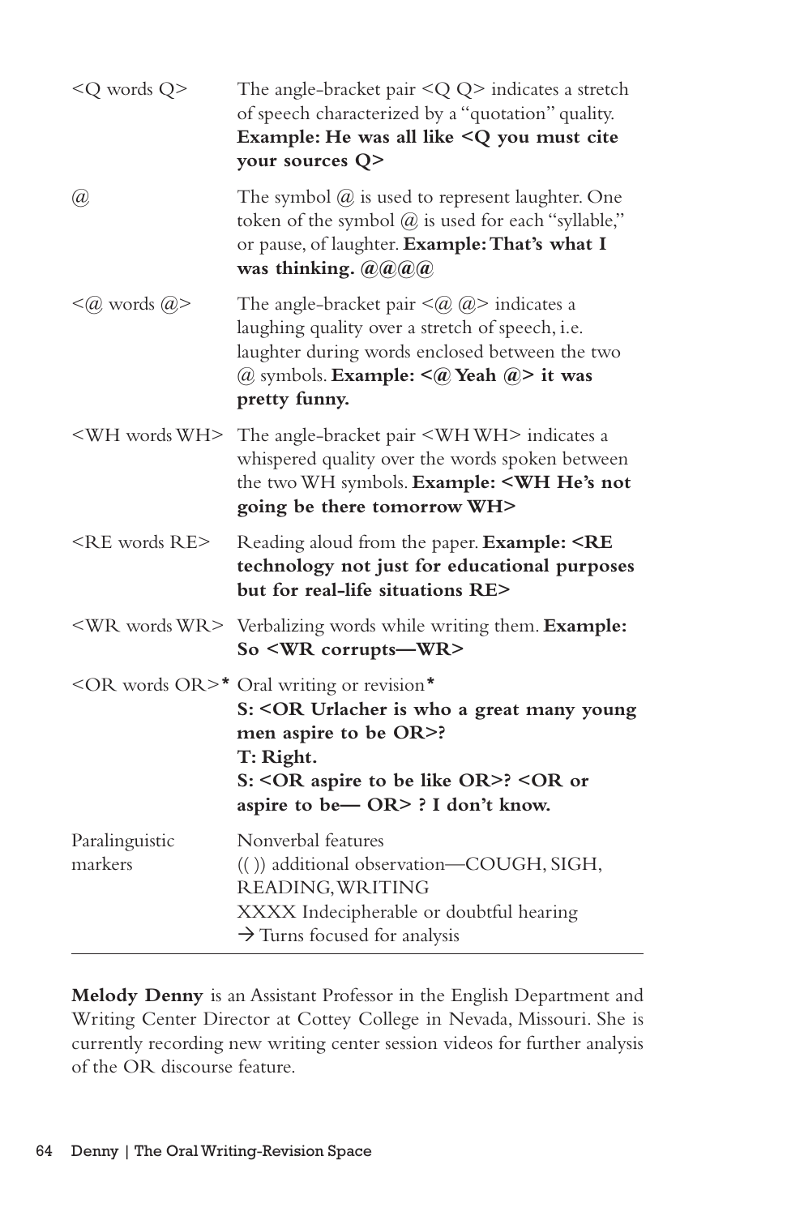| | |
|---|---|
| <Q words Q> | The angle-bracket pair <Q Q> indicates a stretch of speech characterized by a "quotation" quality. **Example: He was all like <Q you must cite your sources Q>** |
| @ | The symbol @ is used to represent laughter. One token of the symbol @ is used for each "syllable," or pause, of laughter. **Example: That's what I was thinking. @@@@** |
| <@ words @> | The angle-bracket pair <@ @> indicates a laughing quality over a stretch of speech, i.e. laughter during words enclosed between the two @ symbols. **Example: <@ Yeah @> it was pretty funny.** |
| <WH words WH> | The angle-bracket pair <WH WH> indicates a whispered quality over the words spoken between the two WH symbols. **Example: <WH He's not going be there tomorrow WH>** |
| <RE words RE> | Reading aloud from the paper. **Example: <RE technology not just for educational purposes but for real-life situations RE>** |
| <WR words WR> | Verbalizing words while writing them. **Example: So <WR corrupts—WR>** |
| <OR words OR>* | Oral writing or revision* **S: <OR Urlacher is who a great many young men aspire to be OR>? T: Right. S: <OR aspire to be like OR>? <OR or aspire to be— OR> ? I don't know.** |
| Paralinguistic markers | Nonverbal features<br>(( )) additional observation—COUGH, SIGH, READING, WRITING<br>XXXX Indecipherable or doubtful hearing<br>→ Turns focused for analysis |

**Melody Denny** is an Assistant Professor in the English Department and Writing Center Director at Cottey College in Nevada, Missouri. She is currently recording new writing center session videos for further analysis of the OR discourse feature.